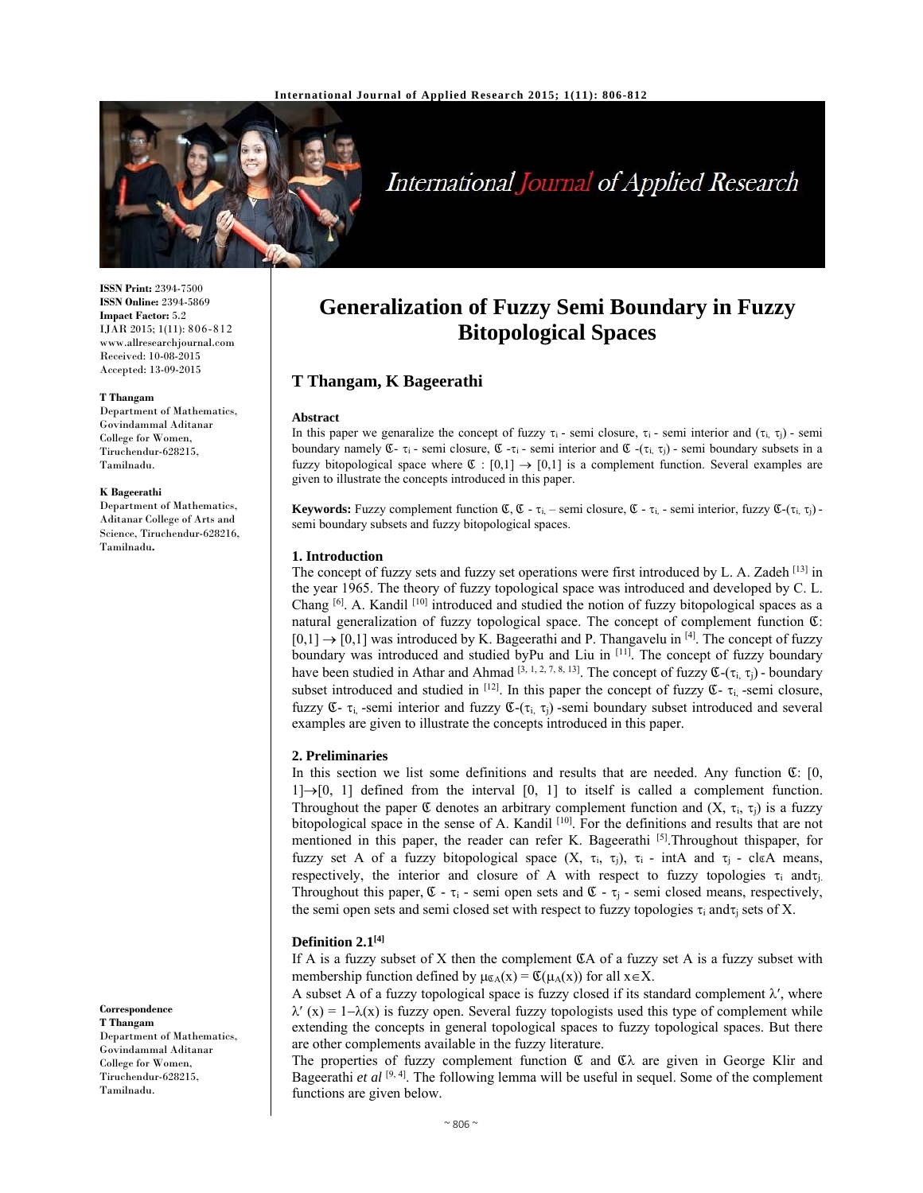# Generalization of Fuzzy Semi Boundary in Fuzzy Bitopological Spaces

**T Thangam, K Bageerathi**

ISSN Print: 2394-7500
ISSN Online: 2394-5869
Impact Factor: 5.2
IJAR 2015; 1(11): 806-812
www.allresearchjournal.com
Received: 10-08-2015
Accepted: 13-09-2015

**T Thangam**
Department of Mathematics, Govindammal Aditanar College for Women, Tiruchendur-628215, Tamilnadu.

**K Bageerathi**
Department of Mathematics, Aditanar College of Arts and Science, Tiruchendur-628216, Tamilnadu.

**Correspondence**
**T Thangam**
Department of Mathematics, Govindammal Aditanar College for Women, Tiruchendur-628215, Tamilnadu.

**Abstract**

In this paper we genaralize the concept of fuzzy $\tau_i$ - semi closure, $\tau_i$ - semi interior and $(\tau_i, \tau_j)$ - semi boundary namely $\mathfrak{C}$- $\tau_i$ - semi closure, $\mathfrak{C}$ -$\tau_i$ - semi interior and $\mathfrak{C}$ -$(\tau_i, \tau_j)$ - semi boundary subsets in a fuzzy bitopological space where $\mathfrak{C} : [0,1] \to [0,1]$ is a complement function. Several examples are given to illustrate the concepts introduced in this paper.

**Keywords:** Fuzzy complement function $\mathfrak{C}$, $\mathfrak{C}$ - $\tau_i$, – semi closure, $\mathfrak{C}$ - $\tau_i$, - semi interior, fuzzy $\mathfrak{C}$-$(\tau_i, \tau_j)$ - semi boundary subsets and fuzzy bitopological spaces.

## 1. Introduction

The concept of fuzzy sets and fuzzy set operations were first introduced by L. A. Zadeh [13] in the year 1965. The theory of fuzzy topological space was introduced and developed by C. L. Chang [6]. A. Kandil [10] introduced and studied the notion of fuzzy bitopological spaces as a natural generalization of fuzzy topological space. The concept of complement function $\mathfrak{C}$: $[0,1] \to [0,1]$ was introduced by K. Bageerathi and P. Thangavelu in [4]. The concept of fuzzy boundary was introduced and studied byPu and Liu in [11]. The concept of fuzzy boundary have been studied in Athar and Ahmad [3, 1, 2, 7, 8, 13]. The concept of fuzzy $\mathfrak{C}$-$(\tau_i, \tau_j)$ - boundary subset introduced and studied in [12]. In this paper the concept of fuzzy $\mathfrak{C}$- $\tau_i$, -semi closure, fuzzy $\mathfrak{C}$- $\tau_i$, -semi interior and fuzzy $\mathfrak{C}$-$(\tau_i, \tau_j)$ -semi boundary subset introduced and several examples are given to illustrate the concepts introduced in this paper.

## 2. Preliminaries

In this section we list some definitions and results that are needed. Any function $\mathfrak{C}$: $[0, 1] \to [0, 1]$ defined from the interval $[0, 1]$ to itself is called a complement function. Throughout the paper $\mathfrak{C}$ denotes an arbitrary complement function and $(X, \tau_i, \tau_j)$ is a fuzzy bitopological space in the sense of A. Kandil [10]. For the definitions and results that are not mentioned in this paper, the reader can refer K. Bageerathi [5].Throughout thispaper, for fuzzy set A of a fuzzy bitopological space $(X, \tau_i, \tau_j)$, $\tau_i$ - intA and $\tau_j$ - cl$_{\mathfrak{C}}$A means, respectively, the interior and closure of A with respect to fuzzy topologies $\tau_i$ and$\tau_j$. Throughout this paper, $\mathfrak{C}$ - $\tau_i$ - semi open sets and $\mathfrak{C}$ - $\tau_j$ - semi closed means, respectively, the semi open sets and semi closed set with respect to fuzzy topologies $\tau_i$ and$\tau_j$ sets of X.

### Definition 2.1[4]

If A is a fuzzy subset of X then the complement $\mathfrak{C}$A of a fuzzy set A is a fuzzy subset with membership function defined by $\mu_{\mathfrak{C}A}(x) = \mathfrak{C}(\mu_A(x))$ for all $x \in X$.

A subset A of a fuzzy topological space is fuzzy closed if its standard complement $\lambda'$, where $\lambda'(x) = 1-\lambda(x)$ is fuzzy open. Several fuzzy topologists used this type of complement while extending the concepts in general topological spaces to fuzzy topological spaces. But there are other complements available in the fuzzy literature.

The properties of fuzzy complement function $\mathfrak{C}$ and $\mathfrak{C}\lambda$ are given in George Klir and Bageerathi *et al* [9, 4]. The following lemma will be useful in sequel. Some of the complement functions are given below.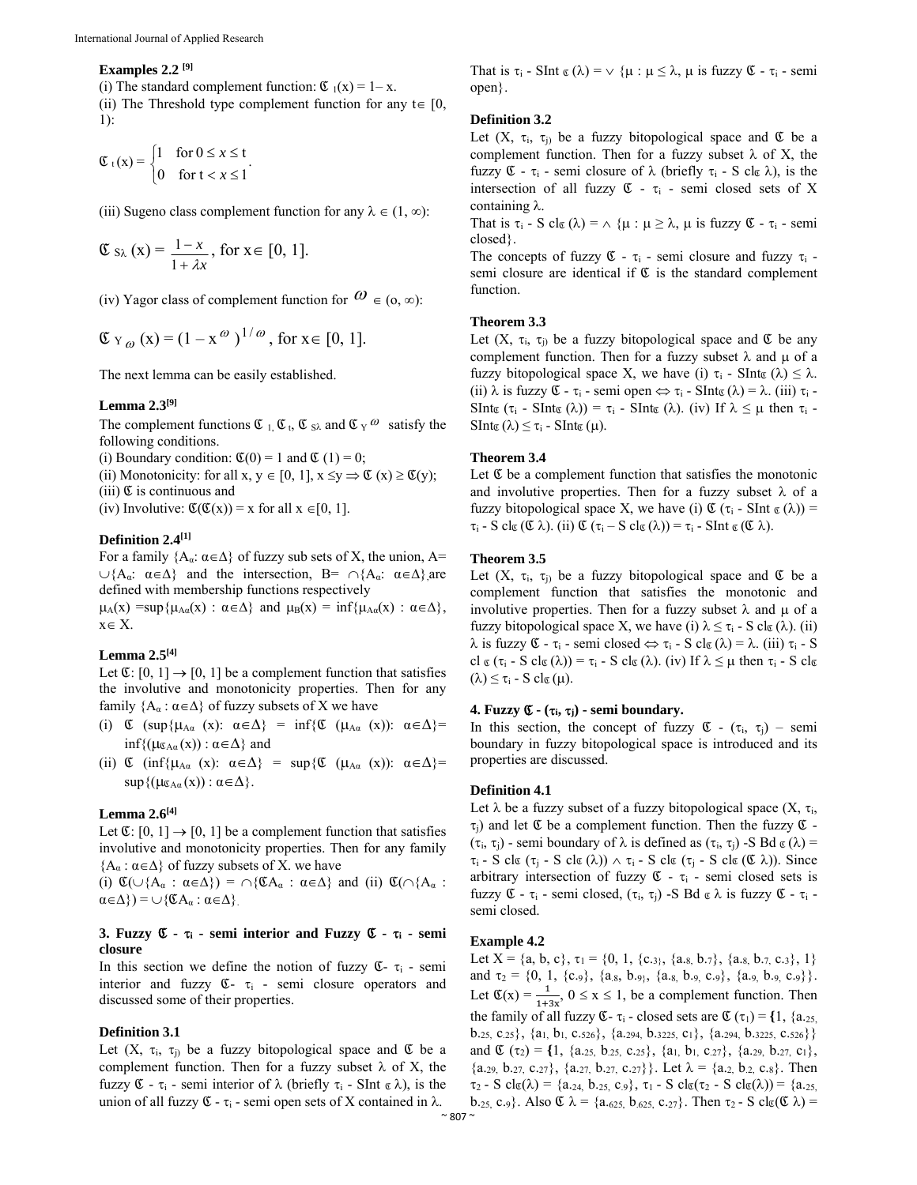**Examples 2.2** [9]

(i) The standard complement function: $\mathfrak{C}_1(x) = 1 - x$.

(ii) The Threshold type complement function for any $t \in [0, 1)$:

$$\mathfrak{C}_t(x) = \begin{cases} 1 & \text{for } 0 \leq x \leq t \\ 0 & \text{for } t < x \leq 1 \end{cases}.$$

(iii) Sugeno class complement function for any $\lambda \in (1, \infty)$:

$$\mathfrak{C}_{S\lambda}(x) = \frac{1-x}{1+\lambda x}, \text{ for } x \in [0, 1].$$

(iv) Yagor class of complement function for $\omega \in (o, \infty)$:

$$\mathfrak{C}_{Y\omega}(x) = (1 - x^{\omega})^{1/\omega}, \text{ for } x \in [0, 1].$$

The next lemma can be easily established.

**Lemma 2.3**[9]

The complement functions $\mathfrak{C}_1$, $\mathfrak{C}_t$, $\mathfrak{C}_{S\lambda}$ and $\mathfrak{C}_{Y\omega}$ satisfy the following conditions.

(i) Boundary condition: $\mathfrak{C}(0) = 1$ and $\mathfrak{C}(1) = 0$;

(ii) Monotonicity: for all $x, y \in [0, 1]$, $x \leq y \Rightarrow \mathfrak{C}(x) \geq \mathfrak{C}(y)$;

(iii) $\mathfrak{C}$ is continuous and

(iv) Involutive: $\mathfrak{C}(\mathfrak{C}(x)) = x$ for all $x \in [0, 1]$.

**Definition 2.4**[1]

For a family $\{A_\alpha : \alpha \in \Delta\}$ of fuzzy sub sets of X, the union, $A = \cup\{A_\alpha : \alpha \in \Delta\}$ and the intersection, $B = \cap\{A_\alpha : \alpha \in \Delta\}$ are defined with membership functions respectively

$\mu_A(x) = \sup\{\mu_{A\alpha}(x) : \alpha \in \Delta\}$ and $\mu_B(x) = \inf\{\mu_{A\alpha}(x) : \alpha \in \Delta\}$, $x \in X$.

**Lemma 2.5**[4]

Let $\mathfrak{C}: [0, 1] \to [0, 1]$ be a complement function that satisfies the involutive and monotonicity properties. Then for any family $\{A_\alpha : \alpha \in \Delta\}$ of fuzzy subsets of X we have

(i) $\mathfrak{C}(\sup\{\mu_{A\alpha}(x) : \alpha \in \Delta\} = \inf\{\mathfrak{C}(\mu_{A\alpha}(x)) : \alpha \in \Delta\} = \inf\{(\mu_{\mathfrak{C}A\alpha}(x)) : \alpha \in \Delta\}$ and

(ii) $\mathfrak{C}(\inf\{\mu_{A\alpha}(x) : \alpha \in \Delta\} = \sup\{\mathfrak{C}(\mu_{A\alpha}(x)) : \alpha \in \Delta\} = \sup\{(\mu_{\mathfrak{C}A\alpha}(x)) : \alpha \in \Delta\}$.

**Lemma 2.6**[4]

Let $\mathfrak{C}: [0, 1] \to [0, 1]$ be a complement function that satisfies involutive and monotonicity properties. Then for any family $\{A_\alpha : \alpha \in \Delta\}$ of fuzzy subsets of X. we have

(i) $\mathfrak{C}(\cup\{A_\alpha : \alpha \in \Delta\}) = \cap\{\mathfrak{C}A_\alpha : \alpha \in \Delta\}$ and (ii) $\mathfrak{C}(\cap\{A_\alpha : \alpha \in \Delta\}) = \cup\{\mathfrak{C}A_\alpha : \alpha \in \Delta\}$.

## 3. Fuzzy $\mathfrak{C}$ - $\tau_i$ - semi interior and Fuzzy $\mathfrak{C}$ - $\tau_i$ - semi closure

In this section we define the notion of fuzzy $\mathfrak{C}$- $\tau_i$ - semi interior and fuzzy $\mathfrak{C}$- $\tau_i$ - semi closure operators and discussed some of their properties.

**Definition 3.1**

Let $(X, \tau_i, \tau_j)$ be a fuzzy bitopological space and $\mathfrak{C}$ be a complement function. Then for a fuzzy subset $\lambda$ of X, the fuzzy $\mathfrak{C}$ - $\tau_i$ - semi interior of $\lambda$ (briefly $\tau_i$ - SInt $_{\mathfrak{C}}$ $\lambda$), is the union of all fuzzy $\mathfrak{C}$ - $\tau_i$ - semi open sets of X contained in $\lambda$.

That is $\tau_i$ - SInt $_{\mathfrak{C}}(\lambda) = \vee\{\mu : \mu \leq \lambda, \mu$ is fuzzy $\mathfrak{C}$ - $\tau_i$ - semi open$\}$.

**Definition 3.2**

Let $(X, \tau_i, \tau_j)$ be a fuzzy bitopological space and $\mathfrak{C}$ be a complement function. Then for a fuzzy subset $\lambda$ of X, the fuzzy $\mathfrak{C}$ - $\tau_i$ - semi closure of $\lambda$ (briefly $\tau_i$ - S cl$_{\mathfrak{C}}$ $\lambda$), is the intersection of all fuzzy $\mathfrak{C}$ - $\tau_i$ - semi closed sets of X containing $\lambda$.

That is $\tau_i$ - S cl$_{\mathfrak{C}}(\lambda) = \wedge\{\mu : \mu \geq \lambda, \mu$ is fuzzy $\mathfrak{C}$ - $\tau_i$ - semi closed$\}$.

The concepts of fuzzy $\mathfrak{C}$ - $\tau_i$ - semi closure and fuzzy $\tau_i$ - semi closure are identical if $\mathfrak{C}$ is the standard complement function.

**Theorem 3.3**

Let $(X, \tau_i, \tau_j)$ be a fuzzy bitopological space and $\mathfrak{C}$ be any complement function. Then for a fuzzy subset $\lambda$ and $\mu$ of a fuzzy bitopological space X, we have (i) $\tau_i$ - SInt$_{\mathfrak{C}}(\lambda) \leq \lambda$. (ii) $\lambda$ is fuzzy $\mathfrak{C}$ - $\tau_i$ - semi open $\Leftrightarrow$ $\tau_i$ - SInt$_{\mathfrak{C}}(\lambda) = \lambda$. (iii) $\tau_i$ - SInt$_{\mathfrak{C}}$ ($\tau_i$ - SInt$_{\mathfrak{C}}(\lambda)$) = $\tau_i$ - SInt$_{\mathfrak{C}}(\lambda)$. (iv) If $\lambda \leq \mu$ then $\tau_i$ - SInt$_{\mathfrak{C}}(\lambda) \leq \tau_i$ - SInt$_{\mathfrak{C}}(\mu)$.

**Theorem 3.4**

Let $\mathfrak{C}$ be a complement function that satisfies the monotonic and involutive properties. Then for a fuzzy subset $\lambda$ of a fuzzy bitopological space X, we have (i) $\mathfrak{C}$ ($\tau_i$ - SInt $_{\mathfrak{C}}(\lambda)$) = $\tau_i$ - S cl$_{\mathfrak{C}}$ ($\mathfrak{C}$ $\lambda$). (ii) $\mathfrak{C}$ ($\tau_i$ – S cl$_{\mathfrak{C}}(\lambda)$) = $\tau_i$ - SInt $_{\mathfrak{C}}$ ($\mathfrak{C}$ $\lambda$).

**Theorem 3.5**

Let $(X, \tau_i, \tau_j)$ be a fuzzy bitopological space and $\mathfrak{C}$ be a complement function that satisfies the monotonic and involutive properties. Then for a fuzzy subset $\lambda$ and $\mu$ of a fuzzy bitopological space X, we have (i) $\lambda \leq \tau_i$ - S cl$_{\mathfrak{C}}(\lambda)$. (ii) $\lambda$ is fuzzy $\mathfrak{C}$ - $\tau_i$ - semi closed $\Leftrightarrow$ $\tau_i$ - S cl$_{\mathfrak{C}}(\lambda) = \lambda$. (iii) $\tau_i$ - S cl $_{\mathfrak{C}}$ ($\tau_i$ - S cl$_{\mathfrak{C}}(\lambda)$) = $\tau_i$ - S cl$_{\mathfrak{C}}(\lambda)$. (iv) If $\lambda \leq \mu$ then $\tau_i$ - S cl$_{\mathfrak{C}}(\lambda) \leq \tau_i$ - S cl$_{\mathfrak{C}}(\mu)$.

## 4. Fuzzy $\mathfrak{C}$ - $(\tau_i, \tau_j)$ - semi boundary.

In this section, the concept of fuzzy $\mathfrak{C}$ - $(\tau_i, \tau_j)$ – semi boundary in fuzzy bitopological space is introduced and its properties are discussed.

**Definition 4.1**

Let $\lambda$ be a fuzzy subset of a fuzzy bitopological space $(X, \tau_i, \tau_j)$ and let $\mathfrak{C}$ be a complement function. Then the fuzzy $\mathfrak{C}$ - $(\tau_i, \tau_j)$ - semi boundary of $\lambda$ is defined as $(\tau_i, \tau_j)$ -S Bd $_{\mathfrak{C}}(\lambda)$ = $\tau_i$ - S cl$_{\mathfrak{C}}$ ($\tau_j$ - S cl$_{\mathfrak{C}}(\lambda)$) $\wedge$ $\tau_i$ - S cl$_{\mathfrak{C}}$ ($\tau_j$ - S cl$_{\mathfrak{C}}$ ($\mathfrak{C}$ $\lambda$)). Since arbitrary intersection of fuzzy $\mathfrak{C}$ - $\tau_i$ - semi closed sets is fuzzy $\mathfrak{C}$ - $\tau_i$ - semi closed, $(\tau_i, \tau_j)$ -S Bd $_{\mathfrak{C}}$ $\lambda$ is fuzzy $\mathfrak{C}$ - $\tau_i$ - semi closed.

**Example 4.2**

Let $X = \{a, b, c\}$, $\tau_1 = \{0, 1, \{c_{.3}\}, \{a_{.8}, b_{.7}\}, \{a_{.8}, b_{.7}, c_{.3}\}, 1\}$ and $\tau_2 = \{0, 1, \{c_{.9}\}, \{a_{.8}, b_{.9}\}, \{a_{.8}, b_{.9}, c_{.9}\}, \{a_{.9}, b_{.9}, c_{.9}\}\}$. Let $\mathfrak{C}(x) = \frac{1}{1+3x}$, $0 \leq x \leq 1$, be a complement function. Then the family of all fuzzy $\mathfrak{C}$- $\tau_i$ - closed sets are $\mathfrak{C}(\tau_1) = \{1, \{a_{.25}, b_{.25}, c_{.25}\}, \{a_1, b_1, c_{.526}\}, \{a_{.294}, b_{.3225}, c_1\}, \{a_{.294}, b_{.3225}, c_{.526}\}\}$ and $\mathfrak{C}(\tau_2) = \{1, \{a_{.25}, b_{.25}, c_{.25}\}, \{a_1, b_1, c_{.27}\}, \{a_{.29}, b_{.27}, c_1\}, \{a_{.29}, b_{.27}, c_{.27}\}, \{a_{.27}, b_{.27}, c_{.27}\}\}$. Let $\lambda = \{a_{.2}, b_{.2}, c_{.8}\}$. Then $\tau_2$ - S cl$_{\mathfrak{C}}(\lambda) = \{a_{.24}, b_{.25}, c_{.9}\}$, $\tau_1$ - S cl$_{\mathfrak{C}}(\tau_2$ - S cl$_{\mathfrak{C}}(\lambda)) = \{a_{.25}, b_{.25}, c_{.9}\}$. Also $\mathfrak{C}$ $\lambda = \{a_{.625}, b_{.625}, c_{.27}\}$. Then $\tau_2$ - S cl$_{\mathfrak{C}}(\mathfrak{C}$ $\lambda)$ =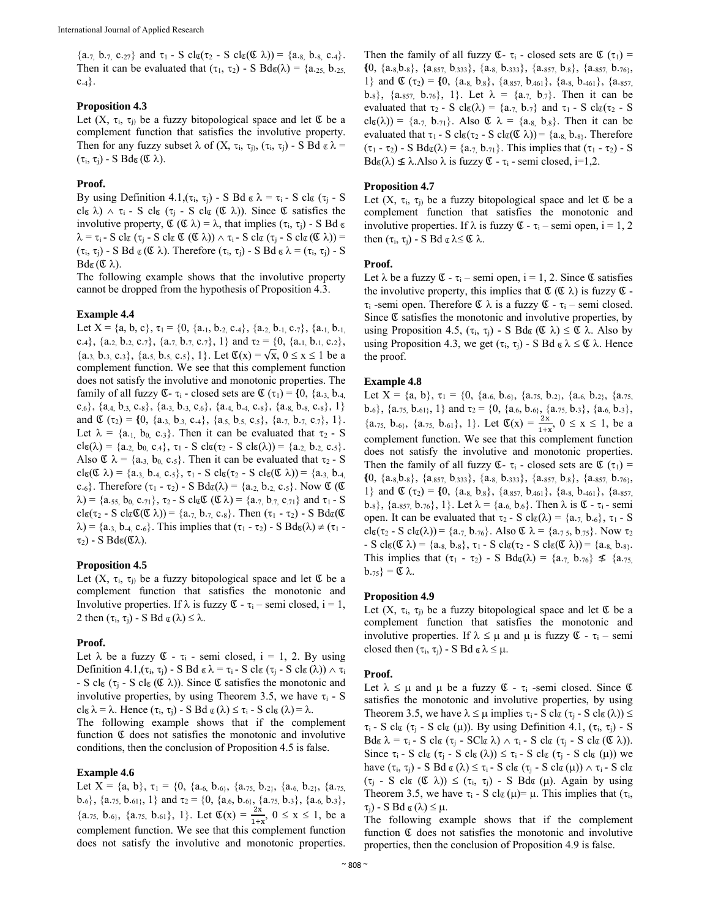$\{a_{.7}, b_{.7}, c_{.27}\}$ and $\tau_1$ - S $cl_{\mathfrak{C}}(\tau_2$ - S $cl_{\mathfrak{C}}(\mathfrak{C}\ \lambda)) = \{a_{.8}, b_{.8}, c_{.4}\}$. Then it can be evaluated that $(\tau_1, \tau_2)$ - S $Bd_{\mathfrak{C}}(\lambda) = \{a_{.25}, b_{.25}, c_{.4}\}$.

**Proposition 4.3**

Let $(X, \tau_i, \tau_j)$ be a fuzzy bitopological space and let $\mathfrak{C}$ be a complement function that satisfies the involutive property. Then for any fuzzy subset $\lambda$ of $(X, \tau_i, \tau_j)$, $(\tau_i, \tau_j)$ - S Bd $_{\mathfrak{C}}\ \lambda$ = $(\tau_i, \tau_j)$ - S $Bd_{\mathfrak{C}}$ $(\mathfrak{C}\ \lambda)$.

**Proof.**

By using Definition 4.1,$(\tau_i, \tau_j)$ - S Bd $_{\mathfrak{C}}\ \lambda$ = $\tau_i$ - S $cl_{\mathfrak{C}}$ $(\tau_j$ - S $cl_{\mathfrak{C}}\ \lambda) \wedge \tau_i$ - S $cl_{\mathfrak{C}}$ $(\tau_j$ - S $cl_{\mathfrak{C}}$ $(\mathfrak{C}\ \lambda))$. Since $\mathfrak{C}$ satisfies the involutive property, $\mathfrak{C}\ (\mathfrak{C}\ \lambda) = \lambda$, that implies $(\tau_i, \tau_j)$ - S Bd $_{\mathfrak{C}}$ $\lambda = \tau_i$ - S $cl_{\mathfrak{C}}$ $(\tau_j$ - S $cl_{\mathfrak{C}}$ $\mathfrak{C}\ (\mathfrak{C}\ \lambda)) \wedge \tau_i$ - S $cl_{\mathfrak{C}}$ $(\tau_j$ - S $cl_{\mathfrak{C}}(\mathfrak{C}\ \lambda))$ = $(\tau_i, \tau_j)$ - S Bd $_{\mathfrak{C}}$ $(\mathfrak{C}\ \lambda)$. Therefore $(\tau_i, \tau_j)$ - S Bd $_{\mathfrak{C}}\ \lambda$ = $(\tau_i, \tau_j)$ - S $Bd_{\mathfrak{C}}$ $(\mathfrak{C}\ \lambda)$.

The following example shows that the involutive property cannot be dropped from the hypothesis of Proposition 4.3.

**Example 4.4**

Let X = {a, b, c}, $\tau_1 = \{0, \{a_{.1}, b_{.2}, c_{.4}\}, \{a_{.2}, b_{.1}, c_{.7}\}, \{a_{.1}, b_{.1}, c_{.4}\}, \{a_{.2}, b_{.2}, c_{.7}\}, \{a_{.7}, b_{.7}, c_{.7}\}, 1\}$ and $\tau_2 = \{0, \{a_{.1}, b_{.1}, c_{.2}\}, \{a_{.3}, b_{.3}, c_{.3}\}, \{a_{.5}, b_{.5}, c_{.5}\}, 1\}$. Let $\mathfrak{C}(x) = \sqrt{x}$, $0 \leq x \leq 1$ be a complement function. We see that this complement function does not satisfy the involutive and monotonic properties. The family of all fuzzy $\mathfrak{C}$- $\tau_i$ - closed sets are $\mathfrak{C}\ (\tau_1) = \{0, \{a_{.3}, b_{.4}, c_{.6}\}, \{a_{.4}, b_{.3}, c_{.8}\}, \{a_{.3}, b_{.3}, c_{.6}\}, \{a_{.4}, b_{.4}, c_{.8}\}, \{a_{.8}, b_{.8}, c_{.8}\}, 1\}$ and $\mathfrak{C}\ (\tau_2) = \{0, \{a_{.3}, b_{.3}, c_{.4}\}, \{a_{.5}, b_{.5}, c_{.5}\}, \{a_{.7}, b_{.7}, c_{.7}\}, 1\}$. Let $\lambda = \{a_{.1}, b_0, c_{.3}\}$. Then it can be evaluated that $\tau_2$ - S $cl_{\mathfrak{C}}(\lambda) = \{a_{.2}, b_0, c_{.4}\}$, $\tau_1$ - S $cl_{\mathfrak{C}}(\tau_2$ - S $cl_{\mathfrak{C}}(\lambda)) = \{a_{.2}, b_{.2}, c_{.5}\}$. Also $\mathfrak{C}\ \lambda = \{a_{.3}, b_0, c_{.5}\}$. Then it can be evaluated that $\tau_2$ - S $cl_{\mathfrak{C}}(\mathfrak{C}\ \lambda) = \{a_{.3}, b_{.4}, c_{.5}\}$, $\tau_1$ - S $cl_{\mathfrak{C}}(\tau_2$ - S $cl_{\mathfrak{C}}(\mathfrak{C}\ \lambda)) = \{a_{.3}, b_{.4}, c_{.6}\}$. Therefore $(\tau_1 - \tau_2)$ - S $Bd_{\mathfrak{C}}(\lambda) = \{a_{.2}, b_{.2}, c_{.5}\}$. Now $\mathfrak{C}\ (\mathfrak{C}\ \lambda) = \{a_{.55}, b_0, c_{.71}\}$, $\tau_2$ - S $cl_{\mathfrak{C}}\mathfrak{C}\ (\mathfrak{C}\ \lambda) = \{a_{.7}, b_{.7}, c_{.71}\}$ and $\tau_1$ - S $cl_{\mathfrak{C}}(\tau_2$ - S $cl_{\mathfrak{C}}\mathfrak{C}(\mathfrak{C}\ \lambda)) = \{a_{.7}, b_{.7}, c_{.8}\}$. Then $(\tau_1 - \tau_2)$ - S $Bd_{\mathfrak{C}}(\mathfrak{C}\ \lambda) = \{a_{.3}, b_{.4}, c_{.6}\}$. This implies that $(\tau_1 - \tau_2)$ - S $Bd_{\mathfrak{C}}(\lambda) \neq (\tau_1 - \tau_2)$ - S $Bd_{\mathfrak{C}}(\mathfrak{C}\lambda)$.

**Proposition 4.5**

Let $(X, \tau_i, \tau_j)$ be a fuzzy bitopological space and let $\mathfrak{C}$ be a complement function that satisfies the monotonic and Involutive properties. If $\lambda$ is fuzzy $\mathfrak{C}$ - $\tau_i$ – semi closed, i = 1, 2 then $(\tau_i, \tau_j)$ - S Bd $_{\mathfrak{C}}\ (\lambda) \leq \lambda$.

**Proof.**

Let $\lambda$ be a fuzzy $\mathfrak{C}$ - $\tau_i$ - semi closed, i = 1, 2. By using Definition 4.1,$(\tau_i, \tau_j)$ - S Bd $_{\mathfrak{C}}\ \lambda = \tau_i$ - S $cl_{\mathfrak{C}}$ $(\tau_j$ - S $cl_{\mathfrak{C}}\ (\lambda)) \wedge \tau_i$ - S $cl_{\mathfrak{C}}$ $(\tau_j$ - S $cl_{\mathfrak{C}}$ $(\mathfrak{C}\ \lambda))$. Since $\mathfrak{C}$ satisfies the monotonic and involutive properties, by using Theorem 3.5, we have $\tau_i$ - S $cl_{\mathfrak{C}}\ \lambda = \lambda$. Hence $(\tau_i, \tau_j)$ - S Bd $_{\mathfrak{C}}\ (\lambda) \leq \tau_i$ - S $cl_{\mathfrak{C}}\ (\lambda) = \lambda$.

The following example shows that if the complement function $\mathfrak{C}$ does not satisfies the monotonic and involutive conditions, then the conclusion of Proposition 4.5 is false.

**Example 4.6**

Let X = {a, b}, $\tau_1 = \{0, \{a_{.6}, b_{.6}\}, \{a_{.75}, b_{.2}\}, \{a_{.6}, b_{.2}\}, \{a_{.75}, b_{.6}\}, \{a_{.75}, b_{.61}\}, 1\}$ and $\tau_2 = \{0, \{a_{.6}, b_{.6}\}, \{a_{.75}, b_{.3}\}, \{a_{.6}, b_{.3}\}, \{a_{.75}, b_{.6}\}, \{a_{.75}, b_{.61}\}, 1\}$. Let $\mathfrak{C}(x) = \frac{2x}{1+x}$, $0 \leq x \leq 1$, be a complement function. We see that this complement function does not satisfy the involutive and monotonic properties. Then the family of all fuzzy $\mathfrak{C}$- $\tau_i$ - closed sets are $\mathfrak{C}\ (\tau_1) = \{0, \{a_{.8}, b_{.8}\}, \{a_{.857}, b_{.333}\}, \{a_{.8}, b_{.333}\}, \{a_{.857}, b_{.8}\}, \{a_{.857}, b_{.76}\}, 1\}$ and $\mathfrak{C}\ (\tau_2) = \{0, \{a_{.8}, b_{.8}\}, \{a_{.857}, b_{.461}\}, \{a_{.8}, b_{.461}\}, \{a_{.857}, b_{.8}\}, \{a_{.857}, b_{.76}\}, 1\}$. Let $\lambda = \{a_{.7}, b_{.7}\}$. Then it can be evaluated that $\tau_2$ - S $cl_{\mathfrak{C}}(\lambda) = \{a_{.7}, b_{.7}\}$ and $\tau_1$ - S $cl_{\mathfrak{C}}(\tau_2$ - S $cl_{\mathfrak{C}}(\lambda)) = \{a_{.7}, b_{.71}\}$. Also $\mathfrak{C}\ \lambda = \{a_{.8}, b_{.8}\}$. Then it can be evaluated that $\tau_1$ - S $cl_{\mathfrak{C}}(\tau_2$ - S $cl_{\mathfrak{C}}(\mathfrak{C}\ \lambda)) = \{a_{.8}, b_{.8}\}$. Therefore $(\tau_1 - \tau_2)$ - S $Bd_{\mathfrak{C}}(\lambda) = \{a_{.7}, b_{.71}\}$. This implies that $(\tau_1 - \tau_2)$ - S $Bd_{\mathfrak{C}}(\lambda) \not\leq \lambda$.Also $\lambda$ is fuzzy $\mathfrak{C}$ - $\tau_i$ - semi closed, i=1,2.

**Proposition 4.7**

Let $(X, \tau_i, \tau_j)$ be a fuzzy bitopological space and let $\mathfrak{C}$ be a complement function that satisfies the monotonic and involutive properties. If $\lambda$ is fuzzy $\mathfrak{C}$ - $\tau_i$ – semi open, i = 1, 2 then $(\tau_i, \tau_j)$ - S Bd $_{\mathfrak{C}}\ \lambda \leq \mathfrak{C}\ \lambda$.

**Proof.**

Let $\lambda$ be a fuzzy $\mathfrak{C}$ - $\tau_i$ – semi open, i = 1, 2. Since $\mathfrak{C}$ satisfies the involutive property, this implies that $\mathfrak{C}\ (\mathfrak{C}\ \lambda)$ is fuzzy $\mathfrak{C}$ - $\tau_i$ -semi open. Therefore $\mathfrak{C}\ \lambda$ is a fuzzy $\mathfrak{C}$ - $\tau_i$ – semi closed. Since $\mathfrak{C}$ satisfies the monotonic and involutive properties, by using Proposition 4.5, $(\tau_i, \tau_j)$ - S $Bd_{\mathfrak{C}}$ $(\mathfrak{C}\ \lambda) \leq \mathfrak{C}\ \lambda$. Also by using Proposition 4.3, we get $(\tau_i, \tau_j)$ - S Bd $_{\mathfrak{C}}\ \lambda \leq \mathfrak{C}\ \lambda$. Hence the proof.

**Example 4.8**

Let X = {a, b}, $\tau_1 = \{0, \{a_{.6}, b_{.6}\}, \{a_{.75}, b_{.2}\}, \{a_{.6}, b_{.2}\}, \{a_{.75}, b_{.6}\}, \{a_{.75}, b_{.61}\}, 1\}$ and $\tau_2 = \{0, \{a_{.6}, b_{.6}\}, \{a_{.75}, b_{.3}\}, \{a_{.6}, b_{.3}\}, \{a_{.75}, b_{.6}\}, \{a_{.75}, b_{.61}\}, 1\}$. Let $\mathfrak{C}(x) = \frac{2x}{1+x}$, $0 \leq x \leq 1$, be a complement function. We see that this complement function does not satisfy the involutive and monotonic properties. Then the family of all fuzzy $\mathfrak{C}$- $\tau_i$ - closed sets are $\mathfrak{C}\ (\tau_1) = \{0, \{a_{.8}, b_{.8}\}, \{a_{.857}, b_{.333}\}, \{a_{.8}, b_{.333}\}, \{a_{.857}, b_{.8}\}, \{a_{.857}, b_{.76}\}, 1\}$ and $\mathfrak{C}\ (\tau_2) = \{0, \{a_{.8}, b_{.8}\}, \{a_{.857}, b_{.461}\}, \{a_{.8}, b_{.461}\}, \{a_{.857}, b_{.8}\}, \{a_{.857}, b_{.76}\}, 1\}$. Let $\lambda = \{a_{.6}, b_{.6}\}$. Then $\lambda$ is $\mathfrak{C}$ - $\tau_i$ - semi open. It can be evaluated that $\tau_2$ - S $cl_{\mathfrak{C}}(\lambda) = \{a_{.7}, b_{.6}\}$, $\tau_1$ - S $cl_{\mathfrak{C}}(\tau_2$ - S $cl_{\mathfrak{C}}(\lambda)) = \{a_{.7}, b_{.76}\}$. Also $\mathfrak{C}\ \lambda = \{a_{.75}, b_{.75}\}$. Now $\tau_2$ - S $cl_{\mathfrak{C}}(\mathfrak{C}\ \lambda) = \{a_{.8}, b_{.8}\}$, $\tau_1$ - S $cl_{\mathfrak{C}}(\tau_2$ - S $cl_{\mathfrak{C}}(\mathfrak{C}\ \lambda)) = \{a_{.8}, b_{.8}\}$. This implies that $(\tau_1 - \tau_2)$ - S $Bd_{\mathfrak{C}}(\lambda) = \{a_{.7}, b_{.76}\} \not\leq \{a_{.75}, b_{.75}\} = \mathfrak{C}\ \lambda$.

**Proposition 4.9**

Let $(X, \tau_i, \tau_j)$ be a fuzzy bitopological space and let $\mathfrak{C}$ be a complement function that satisfies the monotonic and involutive properties. If $\lambda \leq \mu$ and $\mu$ is fuzzy $\mathfrak{C}$ - $\tau_i$ – semi closed then $(\tau_i, \tau_j)$ - S Bd $_{\mathfrak{C}}\ \lambda \leq \mu$.

**Proof.**

Let $\lambda \leq \mu$ and $\mu$ be a fuzzy $\mathfrak{C}$ - $\tau_i$ -semi closed. Since $\mathfrak{C}$ satisfies the monotonic and involutive properties, by using Theorem 3.5, we have $\lambda \leq \mu$ implies $\tau_i$ - S $cl_{\mathfrak{C}}$ $(\tau_j$ - S $cl_{\mathfrak{C}}\ (\lambda)) \leq \tau_i$ - S $cl_{\mathfrak{C}}$ $(\tau_j$ - S $cl_{\mathfrak{C}}\ (\mu))$. By using Definition 4.1, $(\tau_i, \tau_j)$ - S $Bd_{\mathfrak{C}}\ \lambda = \tau_i$ - S $cl_{\mathfrak{C}}$ $(\tau_j$ - $SCl_{\mathfrak{C}}\ \lambda) \wedge \tau_i$ - S $cl_{\mathfrak{C}}$ $(\tau_j$ - S $cl_{\mathfrak{C}}$ $(\mathfrak{C}\ \lambda))$. Since $\tau_i$ - S $cl_{\mathfrak{C}}$ $(\tau_j$ - S $cl_{\mathfrak{C}}\ (\lambda)) \leq \tau_i$ - S $cl_{\mathfrak{C}}$ $(\tau_j$ - S $cl_{\mathfrak{C}}\ (\mu))$ we have $(\tau_i, \tau_j)$ - S Bd $_{\mathfrak{C}}\ (\lambda) \leq \tau_i$ - S $cl_{\mathfrak{C}}$ $(\tau_j$ - S $cl_{\mathfrak{C}}\ (\mu)) \wedge \tau_i$ - S $cl_{\mathfrak{C}}$ $(\tau_j$ - S $cl_{\mathfrak{C}}$ $(\mathfrak{C}\ \lambda)) \leq (\tau_i, \tau_j)$ - S $Bd_{\mathfrak{C}}$ $(\mu)$. Again by using Theorem 3.5, we have $\tau_i$ - S $cl_{\mathfrak{C}}\ (\mu) = \mu$. This implies that $(\tau_i, \tau_j)$ - S Bd $_{\mathfrak{C}}\ (\lambda) \leq \mu$.

The following example shows that if the complement function $\mathfrak{C}$ does not satisfies the monotonic and involutive properties, then the conclusion of Proposition 4.9 is false.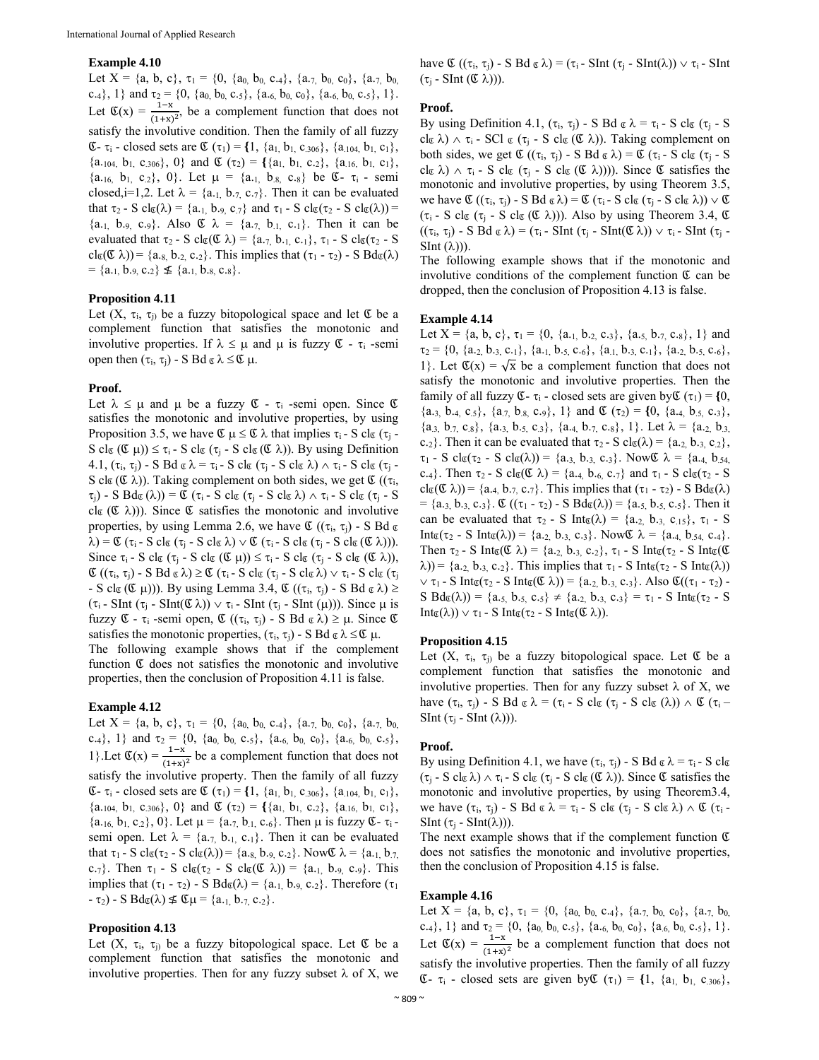**Example 4.10**

Let $X = \{a, b, c\}$, $\tau_1 = \{0, \{a_0, b_0, c_{.4}\}, \{a_{.7}, b_0, c_0\}, \{a_{.7}, b_0, c_{.4}\}, 1\}$ and $\tau_2 = \{0, \{a_0, b_0, c_{.5}\}, \{a_{.6}, b_0, c_0\}, \{a_{.6}, b_0, c_{.5}\}, 1\}$. Let $\mathfrak{C}(x) = \frac{1-x}{(1+x)^2}$, be a complement function that does not satisfy the involutive condition. Then the family of all fuzzy $\mathfrak{C}$ - $\tau_i$ - closed sets are $\mathfrak{C}(\tau_1) = \{1, \{a_1, b_1, c_{.306}\}, \{a_{.104}, b_1, c_1\}, \{a_{.104}, b_1, c_{.306}\}, 0\}$ and $\mathfrak{C}(\tau_2) = \{\{a_1, b_1, c_{.2}\}, \{a_{.16}, b_1, c_1\}, \{a_{.16}, b_1, c_{.2}\}, 0\}$. Let $\mu = \{a_{.1}, b_{.8}, c_{.8}\}$ be $\mathfrak{C}$- $\tau_i$ - semi closed, i=1,2. Let $\lambda = \{a_{.1}, b_{.7}, c_{.7}\}$. Then it can be evaluated that $\tau_2$ - S $cl_{\mathfrak{C}}(\lambda) = \{a_{.1}, b_{.9}, c_{.7}\}$ and $\tau_1$ - S $cl_{\mathfrak{C}}(\tau_2$ - S $cl_{\mathfrak{C}}(\lambda)) = \{a_{.1}, b_{.9}, c_{.9}\}$. Also $\mathfrak{C}\ \lambda = \{a_{.7}, b_{.1}, c_{.1}\}$. Then it can be evaluated that $\tau_2$ - S $cl_{\mathfrak{C}}(\mathfrak{C}\ \lambda) = \{a_{.7}, b_{.1}, c_{.1}\}$, $\tau_1$ - S $cl_{\mathfrak{C}}(\tau_2$ - S $cl_{\mathfrak{C}}(\mathfrak{C}\ \lambda)) = \{a_{.8}, b_{.2}, c_{.2}\}$. This implies that $(\tau_1 - \tau_2)$ - S $Bd_{\mathfrak{C}}(\lambda) = \{a_{.1}, b_{.9}, c_{.2}\} \nleq \{a_{.1}, b_{.8}, c_{.8}\}$.

**Proposition 4.11**

Let $(X, \tau_i, \tau_j)$ be a fuzzy bitopological space and let $\mathfrak{C}$ be a complement function that satisfies the monotonic and involutive properties. If $\lambda \le \mu$ and $\mu$ is fuzzy $\mathfrak{C}$ - $\tau_i$ -semi open then $(\tau_i, \tau_j)$ - S $Bd_{\mathfrak{C}}\ \lambda \le \mathfrak{C}\ \mu$.

**Proof.**

Let $\lambda \le \mu$ and $\mu$ be a fuzzy $\mathfrak{C}$ - $\tau_i$ -semi open. Since $\mathfrak{C}$ satisfies the monotonic and involutive properties, by using Proposition 3.5, we have $\mathfrak{C}\ \mu \le \mathfrak{C}\ \lambda$ that implies $\tau_i$ - S $cl_{\mathfrak{C}}$ ($\tau_j$ - S $cl_{\mathfrak{C}}$ ($\mathfrak{C}\ \mu$)) $\le \tau_i$ - S $cl_{\mathfrak{C}}$ ($\tau_j$ - S $cl_{\mathfrak{C}}$ ($\mathfrak{C}\ \lambda$)). By using Definition 4.1, $(\tau_i, \tau_j)$ - S $Bd_{\mathfrak{C}}\ \lambda = \tau_i$ - S $cl_{\mathfrak{C}}$ ($\tau_j$ - S $cl_{\mathfrak{C}}\ \lambda$) $\wedge\ \tau_i$ - S $cl_{\mathfrak{C}}$ ($\tau_j$ - S $cl_{\mathfrak{C}}$ ($\mathfrak{C}\ \lambda$)). Taking complement on both sides, we get $\mathfrak{C}$ (($\tau_i$, $\tau_j$) - S $Bd_{\mathfrak{C}}$ ($\lambda$)) = $\mathfrak{C}$ ($\tau_i$ - S $cl_{\mathfrak{C}}$ ($\tau_j$ - S $cl_{\mathfrak{C}}\ \lambda$) $\wedge\ \tau_i$ - S $cl_{\mathfrak{C}}$ ($\tau_j$ - S $cl_{\mathfrak{C}}$ ($\mathfrak{C}\ \lambda$))). Since $\mathfrak{C}$ satisfies the monotonic and involutive properties, by using Lemma 2.6, we have $\mathfrak{C}$ (($\tau_i$, $\tau_j$) - S $Bd_{\mathfrak{C}}\ \lambda$) = $\mathfrak{C}$ ($\tau_i$ - S $cl_{\mathfrak{C}}$ ($\tau_j$ - S $cl_{\mathfrak{C}}\ \lambda$) $\vee\ \mathfrak{C}$ ($\tau_i$ - S $cl_{\mathfrak{C}}$ ($\tau_j$ - S $cl_{\mathfrak{C}}$ ($\mathfrak{C}\ \lambda$))). Since $\tau_i$ - S $cl_{\mathfrak{C}}$ ($\tau_j$ - S $cl_{\mathfrak{C}}$ ($\mathfrak{C}\ \mu$)) $\le \tau_i$ - S $cl_{\mathfrak{C}}$ ($\tau_j$ - S $cl_{\mathfrak{C}}$ ($\mathfrak{C}\ \lambda$)), $\mathfrak{C}$ (($\tau_i$, $\tau_j$) - S $Bd_{\mathfrak{C}}\ \lambda$) $\ge \mathfrak{C}$ ($\tau_i$ - S $cl_{\mathfrak{C}}$ ($\tau_j$ - S $cl_{\mathfrak{C}}\ \lambda$) $\vee\ \tau_i$ - S $cl_{\mathfrak{C}}$ ($\tau_j$ - S $cl_{\mathfrak{C}}$ ($\mathfrak{C}\ \mu$))). By using Lemma 3.4, $\mathfrak{C}$ (($\tau_i$, $\tau_j$) - S $Bd_{\mathfrak{C}}\ \lambda$) $\ge$ ($\tau_i$ - SInt ($\tau_j$ - SInt($\mathfrak{C}\ \lambda$)) $\vee\ \tau_i$ - SInt ($\tau_j$ - SInt ($\mu$))). Since $\mu$ is fuzzy $\mathfrak{C}$ - $\tau_i$ -semi open, $\mathfrak{C}$ (($\tau_i$, $\tau_j$) - S $Bd_{\mathfrak{C}}\ \lambda$) $\ge \mu$. Since $\mathfrak{C}$ satisfies the monotonic properties, ($\tau_i$, $\tau_j$) - S $Bd_{\mathfrak{C}}\ \lambda \le \mathfrak{C}\ \mu$.

The following example shows that if the complement function $\mathfrak{C}$ does not satisfies the monotonic and involutive properties, then the conclusion of Proposition 4.11 is false.

**Example 4.12**

Let $X = \{a, b, c\}$, $\tau_1 = \{0, \{a_0, b_0, c_{.4}\}, \{a_{.7}, b_0, c_0\}, \{a_{.7}, b_0, c_{.4}\}, 1\}$ and $\tau_2 = \{0, \{a_0, b_0, c_{.5}\}, \{a_{.6}, b_0, c_0\}, \{a_{.6}, b_0, c_{.5}\}, 1\}$. Let $\mathfrak{C}(x) = \frac{1-x}{(1+x)^2}$ be a complement function that does not satisfy the involutive property. Then the family of all fuzzy $\mathfrak{C}$- $\tau_i$ - closed sets are $\mathfrak{C}(\tau_1) = \{1, \{a_1, b_1, c_{.306}\}, \{a_{.104}, b_1, c_1\}, \{a_{.104}, b_1, c_{.306}\}, 0\}$ and $\mathfrak{C}(\tau_2) = \{\{a_1, b_1, c_{.2}\}, \{a_{.16}, b_1, c_1\}, \{a_{.16}, b_1, c_{.2}\}, 0\}$. Let $\mu = \{a_{.7}, b_{.1}, c_{.6}\}$. Then $\mu$ is fuzzy $\mathfrak{C}$- $\tau_i$ - semi open. Let $\lambda = \{a_{.7}, b_{.1}, c_{.1}\}$. Then it can be evaluated that $\tau_1$ - S $cl_{\mathfrak{C}}(\tau_2$ - S $cl_{\mathfrak{C}}(\lambda)) = \{a_{.8}, b_{.9}, c_{.2}\}$. Now $\mathfrak{C}\ \lambda = \{a_{.1}, b_{.7}, c_{.7}\}$. Then $\tau_1$ - S $cl_{\mathfrak{C}}(\tau_2$ - S $cl_{\mathfrak{C}}(\mathfrak{C}\ \lambda)) = \{a_{.1}, b_{.9}, c_{.9}\}$. This implies that $(\tau_1 - \tau_2)$ - S $Bd_{\mathfrak{C}}(\lambda) = \{a_{.1}, b_{.9}, c_{.2}\}$. Therefore $(\tau_1 - \tau_2)$ - S $Bd_{\mathfrak{C}}(\lambda) \nleq \mathfrak{C}\mu = \{a_{.1}, b_{.7}, c_{.2}\}$.

**Proposition 4.13**

Let $(X, \tau_i, \tau_j)$ be a fuzzy bitopological space. Let $\mathfrak{C}$ be a complement function that satisfies the monotonic and involutive properties. Then for any fuzzy subset $\lambda$ of X, we have $\mathfrak{C}$ (($\tau_i$, $\tau_j$) - S $Bd_{\mathfrak{C}}\ \lambda$) = ($\tau_i$ - SInt ($\tau_j$ - SInt($\lambda$)) $\vee\ \tau_i$ - SInt ($\tau_j$ - SInt ($\mathfrak{C}\ \lambda$))).

**Proof.**

By using Definition 4.1, ($\tau_i$, $\tau_j$) - S $Bd_{\mathfrak{C}}\ \lambda = \tau_i$ - S $cl_{\mathfrak{C}}$ ($\tau_j$ - S $cl_{\mathfrak{C}}\ \lambda$) $\wedge\ \tau_i$ - SCl $_{\mathfrak{C}}$ ($\tau_j$ - S $cl_{\mathfrak{C}}$ ($\mathfrak{C}\ \lambda$)). Taking complement on both sides, we get $\mathfrak{C}$ (($\tau_i$, $\tau_j$) - S $Bd_{\mathfrak{C}}\ \lambda$) = $\mathfrak{C}$ ($\tau_i$ - S $cl_{\mathfrak{C}}$ ($\tau_j$ - S $cl_{\mathfrak{C}}\ \lambda$) $\wedge\ \tau_i$ - S $cl_{\mathfrak{C}}$ ($\tau_j$ - S $cl_{\mathfrak{C}}$ ($\mathfrak{C}\ \lambda$)))). Since $\mathfrak{C}$ satisfies the monotonic and involutive properties, by using Theorem 3.5, we have $\mathfrak{C}$ (($\tau_i$, $\tau_j$) - S $Bd_{\mathfrak{C}}\ \lambda$) = $\mathfrak{C}$ ($\tau_i$ - S $cl_{\mathfrak{C}}$ ($\tau_j$ - S $cl_{\mathfrak{C}}\ \lambda$)) $\vee\ \mathfrak{C}$ ($\tau_i$ - S $cl_{\mathfrak{C}}$ ($\tau_j$ - S $cl_{\mathfrak{C}}$ ($\mathfrak{C}\ \lambda$))). Also by using Theorem 3.4, $\mathfrak{C}$ (($\tau_i$, $\tau_j$) - S $Bd_{\mathfrak{C}}\ \lambda$) = ($\tau_i$ - SInt ($\tau_j$ - SInt($\mathfrak{C}\ \lambda$)) $\vee\ \tau_i$ - SInt ($\tau_j$ - SInt ($\lambda$))).

The following example shows that if the monotonic and involutive conditions of the complement function $\mathfrak{C}$ can be dropped, then the conclusion of Proposition 4.13 is false.

**Example 4.14**

Let $X = \{a, b, c\}$, $\tau_1 = \{0, \{a_{.1}, b_{.2}, c_{.3}\}, \{a_{.5}, b_{.7}, c_{.8}\}, 1\}$ and $\tau_2 = \{0, \{a_{.2}, b_{.3}, c_{.1}\}, \{a_{.1}, b_{.5}, c_{.6}\}, \{a_{.1}, b_{.3}, c_{.1}\}, \{a_{.2}, b_{.5}, c_{.6}\}, 1\}$. Let $\mathfrak{C}(x) = \sqrt{x}$ be a complement function that does not satisfy the monotonic and involutive properties. Then the family of all fuzzy $\mathfrak{C}$- $\tau_i$ - closed sets are given by $\mathfrak{C}(\tau_1) = \{0, \{a_{.3}, b_{.4}, c_{.5}\}, \{a_{.7}, b_{.8}, c_{.9}\}, 1\}$ and $\mathfrak{C}(\tau_2) = \{0, \{a_{.4}, b_{.5}, c_{.3}\}, \{a_{.3}, b_{.7}, c_{.8}\}, \{a_{.3}, b_{.5}, c_{.3}\}, \{a_{.4}, b_{.7}, c_{.8}\}, 1\}$. Let $\lambda = \{a_{.2}, b_{.3}, c_{.2}\}$. Then it can be evaluated that $\tau_2$ - S $cl_{\mathfrak{C}}(\lambda) = \{a_{.2}, b_{.3}, c_{.2}\}$, $\tau_1$ - S $cl_{\mathfrak{C}}(\tau_2$ - S $cl_{\mathfrak{C}}(\lambda)) = \{a_{.3}, b_{.3}, c_{.3}\}$. Now $\mathfrak{C}\ \lambda = \{a_{.4}, b_{.54}, c_{.4}\}$. Then $\tau_2$ - S $cl_{\mathfrak{C}}(\mathfrak{C}\ \lambda) = \{a_{.4}, b_{.6}, c_{.7}\}$ and $\tau_1$ - S $cl_{\mathfrak{C}}(\tau_2$ - S $cl_{\mathfrak{C}}(\mathfrak{C}\ \lambda)) = \{a_{.4}, b_{.7}, c_{.7}\}$. This implies that $(\tau_1 - \tau_2)$ - S $Bd_{\mathfrak{C}}(\lambda) = \{a_{.3}, b_{.3}, c_{.3}\}$. $\mathfrak{C}$ (($\tau_1 - \tau_2$) - S $Bd_{\mathfrak{C}}(\lambda)$) = $\{a_{.5}, b_{.5}, c_{.5}\}$. Then it can be evaluated that $\tau_2$ - S $Int_{\mathfrak{C}}(\lambda) = \{a_{.2}, b_{.3}, c_{.15}\}$, $\tau_1$ - S $Int_{\mathfrak{C}}(\tau_2$ - S $Int_{\mathfrak{C}}(\lambda)) = \{a_{.2}, b_{.3}, c_{.3}\}$. Now $\mathfrak{C}\ \lambda = \{a_{.4}, b_{.54}, c_{.4}\}$. Then $\tau_2$ - S $Int_{\mathfrak{C}}(\mathfrak{C}\ \lambda) = \{a_{.2}, b_{.3}, c_{.2}\}$, $\tau_1$ - S $Int_{\mathfrak{C}}(\tau_2$ - S $Int_{\mathfrak{C}}(\mathfrak{C}\ \lambda)) = \{a_{.2}, b_{.3}, c_{.2}\}$. This implies that $\tau_1$ - S $Int_{\mathfrak{C}}(\tau_2$ - S $Int_{\mathfrak{C}}(\lambda))$ $\vee\ \tau_1$ - S $Int_{\mathfrak{C}}(\tau_2$ - S $Int_{\mathfrak{C}}(\mathfrak{C}\ \lambda)) = \{a_{.2}, b_{.3}, c_{.3}\}$. Also $\mathfrak{C}((\tau_1 - \tau_2)$ - S $Bd_{\mathfrak{C}}(\lambda)) = \{a_{.5}, b_{.5}, c_{.5}\} \neq \{a_{.2}, b_{.3}, c_{.3}\} = \tau_1$ - S $Int_{\mathfrak{C}}(\tau_2$ - S $Int_{\mathfrak{C}}(\lambda))$ $\vee\ \tau_1$ - S $Int_{\mathfrak{C}}(\tau_2$ - S $Int_{\mathfrak{C}}(\mathfrak{C}\ \lambda))$.

**Proposition 4.15**

Let $(X, \tau_i, \tau_j)$ be a fuzzy bitopological space. Let $\mathfrak{C}$ be a complement function that satisfies the monotonic and involutive properties. Then for any fuzzy subset $\lambda$ of X, we have ($\tau_i$, $\tau_j$) - S $Bd_{\mathfrak{C}}\ \lambda$ = ($\tau_i$ - S $cl_{\mathfrak{C}}$ ($\tau_j$ - S $cl_{\mathfrak{C}}$ ($\lambda$)) $\wedge\ \mathfrak{C}$ ($\tau_i$ – SInt ($\tau_j$ - SInt ($\lambda$))).

**Proof.**

By using Definition 4.1, we have ($\tau_i$, $\tau_j$) - S $Bd_{\mathfrak{C}}\ \lambda = \tau_i$ - S $cl_{\mathfrak{C}}$ ($\tau_j$ - S $cl_{\mathfrak{C}}\ \lambda$) $\wedge\ \tau_i$ - S $cl_{\mathfrak{C}}$ ($\tau_j$ - S $cl_{\mathfrak{C}}$ ($\mathfrak{C}\ \lambda$)). Since $\mathfrak{C}$ satisfies the monotonic and involutive properties, by using Theorem3.4, we have ($\tau_i$, $\tau_j$) - S $Bd_{\mathfrak{C}}\ \lambda = \tau_i$ - S $cl_{\mathfrak{C}}$ ($\tau_j$ - S $cl_{\mathfrak{C}}\ \lambda$) $\wedge\ \mathfrak{C}$ ($\tau_i$ - SInt ($\tau_j$ - SInt($\lambda$))).

The next example shows that if the complement function $\mathfrak{C}$ does not satisfies the monotonic and involutive properties, then the conclusion of Proposition 4.15 is false.

**Example 4.16**

Let $X = \{a, b, c\}$, $\tau_1 = \{0, \{a_0, b_0, c_{.4}\}, \{a_{.7}, b_0, c_0\}, \{a_{.7}, b_0, c_{.4}\}, 1\}$ and $\tau_2 = \{0, \{a_0, b_0, c_{.5}\}, \{a_{.6}, b_0, c_0\}, \{a_{.6}, b_0, c_{.5}\}, 1\}$. Let $\mathfrak{C}(x) = \frac{1-x}{(1+x)^2}$ be a complement function that does not satisfy the involutive properties. Then the family of all fuzzy $\mathfrak{C}$- $\tau_i$ - closed sets are given by $\mathfrak{C}(\tau_1) = \{1, \{a_1, b_1, c_{.306}\},$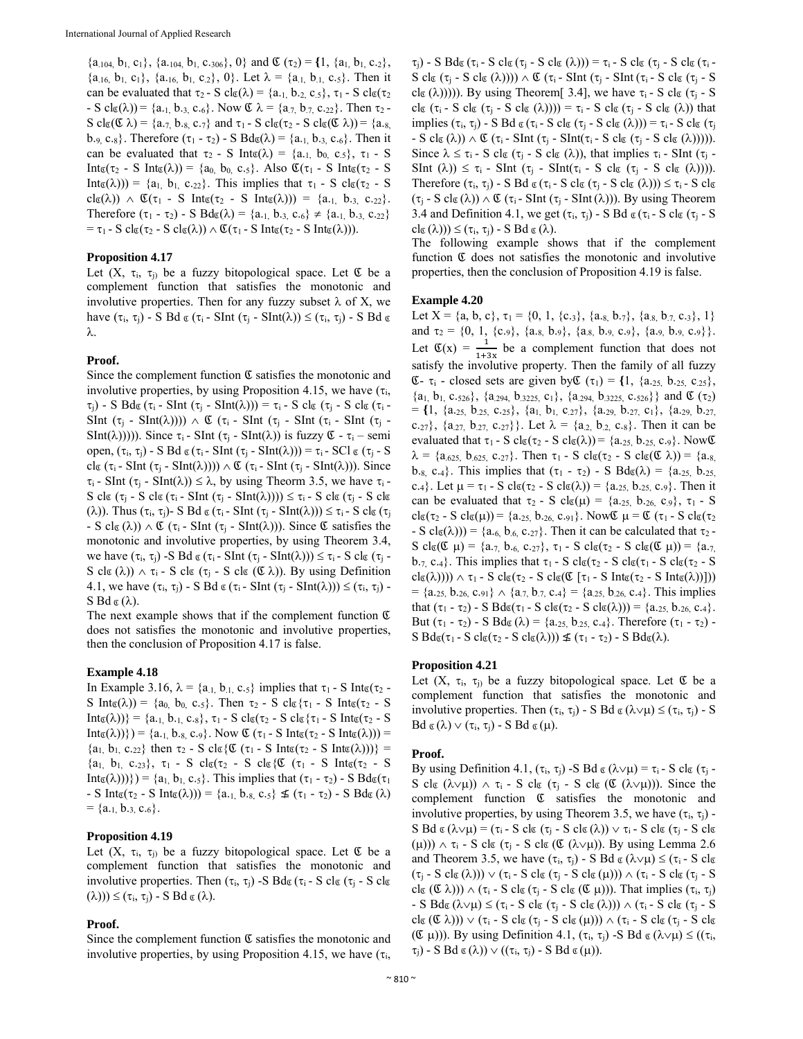$\{a_{.104}, b_1, c_1\}$, $\{a_{.104}, b_1, c_{.306}\}$, 0} and $\mathfrak{C}(\tau_2) = \{1, \{a_1, b_1, c_{.2}\}, \{a_{.16}, b_1, c_1\}, \{a_{.16}, b_1, c_{.2}\}, 0\}$. Let $\lambda = \{a_{.1}, b_{.1}, c_{.5}\}$. Then it can be evaluated that $\tau_2$ - S $cl_{\mathfrak{C}}(\lambda) = \{a_{.1}, b_{.2}, c_{.5}\}$, $\tau_1$ - S $cl_{\mathfrak{C}}(\tau_2$ - S $cl_{\mathfrak{C}}(\lambda)) = \{a_{.1}, b_{.3}, c_{.6}\}$. Now $\mathfrak{C}\lambda = \{a_{.7}, b_{.7}, c_{.22}\}$. Then $\tau_2$ - S $cl_{\mathfrak{C}}(\mathfrak{C}\lambda) = \{a_{.7}, b_{.8}, c_{.7}\}$ and $\tau_1$ - S $cl_{\mathfrak{C}}(\tau_2$ - S $cl_{\mathfrak{C}}(\mathfrak{C}\lambda)) = \{a_{.8}, b_{.9}, c_{.8}\}$. Therefore $(\tau_1 - \tau_2)$ - S $Bd_{\mathfrak{C}}(\lambda) = \{a_{.1}, b_{.3}, c_{.6}\}$. Then it can be evaluated that $\tau_2$ - S $Int_{\mathfrak{C}}(\lambda) = \{a_{.1}, b_0, c_{.5}\}$, $\tau_1$ - S $Int_{\mathfrak{C}}(\tau_2$ - S $Int_{\mathfrak{C}}(\lambda)) = \{a_0, b_0, c_{.5}\}$. Also $\mathfrak{C}(\tau_1$ - S $Int_{\mathfrak{C}}(\tau_2$ - S $Int_{\mathfrak{C}}(\lambda))) = \{a_1, b_1, c_{.22}\}$. This implies that $\tau_1$ - S $cl_{\mathfrak{C}}(\tau_2$ - S $cl_{\mathfrak{C}}(\lambda)) \wedge \mathfrak{C}(\tau_1$ - S $Int_{\mathfrak{C}}(\tau_2$ - S $Int_{\mathfrak{C}}(\lambda))) = \{a_{.1}, b_{.3}, c_{.22}\}$. Therefore $(\tau_1 - \tau_2)$ - S $Bd_{\mathfrak{C}}(\lambda) = \{a_{.1}, b_{.3}, c_{.6}\} \neq \{a_{.1}, b_{.3}, c_{.22}\} = \tau_1$ - S $cl_{\mathfrak{C}}(\tau_2$ - S $cl_{\mathfrak{C}}(\lambda)) \wedge \mathfrak{C}(\tau_1$ - S $Int_{\mathfrak{C}}(\tau_2$ - S $Int_{\mathfrak{C}}(\lambda)))$.

**Proposition 4.17**

Let $(X, \tau_i, \tau_j)$ be a fuzzy bitopological space. Let $\mathfrak{C}$ be a complement function that satisfies the monotonic and involutive properties. Then for any fuzzy subset $\lambda$ of X, we have $(\tau_i, \tau_j)$ - S Bd $_{\mathfrak{C}}$ $(\tau_i$ - SInt $(\tau_j$ - SInt$(\lambda)) \leq (\tau_i, \tau_j)$ - S Bd $_{\mathfrak{C}}$ $\lambda$.

**Proof.**

Since the complement function $\mathfrak{C}$ satisfies the monotonic and involutive properties, by using Proposition 4.15, we have $(\tau_i, \tau_j)$ - S $Bd_{\mathfrak{C}}$ $(\tau_i$ - SInt $(\tau_j$ - SInt$(\lambda))) = \tau_i$ - S $cl_{\mathfrak{C}}$ $(\tau_j$ - S $cl_{\mathfrak{C}}$ $(\tau_i$ - SInt $(\tau_j$ - SInt$(\lambda)))) \wedge \mathfrak{C}$ $(\tau_i$ - SInt $(\tau_j$ - SInt $(\tau_i$ - SInt $(\tau_j$ - SInt$(\lambda)))))$. Since $\tau_i$ - SInt $(\tau_j$ - SInt$(\lambda))$ is fuzzy $\mathfrak{C}$ - $\tau_i$ – semi open, $(\tau_i, \tau_j)$ - S Bd $_{\mathfrak{C}}$ $(\tau_i$ - SInt $(\tau_j$ - SInt$(\lambda))) = \tau_i$ - SCl $_{\mathfrak{C}}$ $(\tau_j$ - S $cl_{\mathfrak{C}}$ $(\tau_i$ - SInt $(\tau_j$ - SInt$(\lambda)))) \wedge \mathfrak{C}$ $(\tau_i$ - SInt $(\tau_j$ - SInt$(\lambda)))$. Since $\tau_i$ - SInt $(\tau_j$ - SInt$(\lambda)) \leq \lambda$, by using Theorm 3.5, we have $\tau_i$ - S $cl_{\mathfrak{C}}$ $(\tau_j$ - S $cl_{\mathfrak{C}}$ $(\tau_i$ - SInt $(\tau_j$ - SInt$(\lambda)))) \leq \tau_i$ - S $cl_{\mathfrak{C}}$ $(\tau_j$ - S $cl_{\mathfrak{C}}$ $(\lambda))$. Thus $(\tau_i, \tau_j)$- S Bd $_{\mathfrak{C}}$ $(\tau_i$ - SInt $(\tau_j$ - SInt$(\lambda))) \leq \tau_i$ - S $cl_{\mathfrak{C}}$ $(\tau_j$ - S $cl_{\mathfrak{C}}$ $(\lambda)) \wedge \mathfrak{C}$ $(\tau_i$ - SInt $(\tau_j$ - SInt$(\lambda)))$. Since $\mathfrak{C}$ satisfies the monotonic and involutive properties, by using Theorem 3.4, we have $(\tau_i, \tau_j)$ -S Bd $_{\mathfrak{C}}$ $(\tau_i$ - SInt $(\tau_j$ - SInt$(\lambda))) \leq \tau_i$ - S $cl_{\mathfrak{C}}$ $(\tau_j$ - S $cl_{\mathfrak{C}}$ $(\lambda)) \wedge \tau_i$ - S $cl_{\mathfrak{C}}$ $(\tau_j$ - S $cl_{\mathfrak{C}}$ $(\mathfrak{C}\lambda))$. By using Definition 4.1, we have $(\tau_i, \tau_j)$ - S Bd $_{\mathfrak{C}}$ $(\tau_i$ - SInt $(\tau_j$ - SInt$(\lambda))) \leq (\tau_i, \tau_j)$ - S Bd $_{\mathfrak{C}}$ $(\lambda)$.

The next example shows that if the complement function $\mathfrak{C}$ does not satisfies the monotonic and involutive properties, then the conclusion of Proposition 4.17 is false.

**Example 4.18**

In Example 3.16, $\lambda = \{a_{.1}, b_{.1}, c_{.5}\}$ implies that $\tau_1$ - S $Int_{\mathfrak{C}}(\tau_2$ - S $Int_{\mathfrak{C}}(\lambda)) = \{a_0, b_0, c_{.5}\}$. Then $\tau_2$ - S $cl_{\mathfrak{C}}\{\tau_1$ - S $Int_{\mathfrak{C}}(\tau_2$ - S $Int_{\mathfrak{C}}(\lambda))\} = \{a_{.1}, b_{.1}, c_{.8}\}$, $\tau_1$ - S $cl_{\mathfrak{C}}(\tau_2$ - S $cl_{\mathfrak{C}}\{\tau_1$ - S $Int_{\mathfrak{C}}(\tau_2$ - S $Int_{\mathfrak{C}}(\lambda))\}) = \{a_{.1}, b_{.8}, c_{.9}\}$. Now $\mathfrak{C}$ $(\tau_1$ - S $Int_{\mathfrak{C}}(\tau_2$ - S $Int_{\mathfrak{C}}(\lambda))) = \{a_1, b_1, c_{.22}\}$ then $\tau_2$ - S $cl_{\mathfrak{C}}\{\mathfrak{C}$ $(\tau_1$ - S $Int_{\mathfrak{C}}(\tau_2$ - S $Int_{\mathfrak{C}}(\lambda))\} = \{a_1, b_1, c_{.23}\}$, $\tau_1$ - S $cl_{\mathfrak{C}}(\tau_2$ - S $cl_{\mathfrak{C}}\{\mathfrak{C}$ $(\tau_1$ - S $Int_{\mathfrak{C}}(\tau_2$ - S $Int_{\mathfrak{C}}(\lambda))\}) = \{a_1, b_1, c_{.5}\}$. This implies that $(\tau_1 - \tau_2)$ - S $Bd_{\mathfrak{C}}(\tau_1$ - S $Int_{\mathfrak{C}}(\tau_2$ - S $Int_{\mathfrak{C}}(\lambda))) = \{a_{.1}, b_{.8}, c_{.5}\} \nleq (\tau_1 - \tau_2)$ - S $Bd_{\mathfrak{C}}$ $(\lambda) = \{a_{.1}, b_{.3}, c_{.6}\}$.

**Proposition 4.19**

Let $(X, \tau_i, \tau_j)$ be a fuzzy bitopological space. Let $\mathfrak{C}$ be a complement function that satisfies the monotonic and involutive properties. Then $(\tau_i, \tau_j)$ -S $Bd_{\mathfrak{C}}$ $(\tau_i$ - S $cl_{\mathfrak{C}}$ $(\tau_j$ - S $cl_{\mathfrak{C}}$ $(\lambda))) \leq (\tau_i, \tau_j)$ - S Bd $_{\mathfrak{C}}$ $(\lambda)$.

**Proof.**

Since the complement function $\mathfrak{C}$ satisfies the monotonic and involutive properties, by using Proposition 4.15, we have $(\tau_i, \tau_j)$ - S $Bd_{\mathfrak{C}}$ $(\tau_i$ - S $cl_{\mathfrak{C}}$ $(\tau_j$ - S $cl_{\mathfrak{C}}$ $(\lambda))) = \tau_i$ - S $cl_{\mathfrak{C}}$ $(\tau_j$ - S $cl_{\mathfrak{C}}$ $(\tau_i$ - S $cl_{\mathfrak{C}}$ $(\tau_j$ - S $cl_{\mathfrak{C}}$ $(\lambda)))) \wedge \mathfrak{C}$ $(\tau_i$ - SInt $(\tau_j$ - SInt $(\tau_i$ - S $cl_{\mathfrak{C}}$ $(\tau_j$ - S $cl_{\mathfrak{C}}$ $(\lambda)))))$. By using Theorem[ 3.4], we have $\tau_i$ - S $cl_{\mathfrak{C}}$ $(\tau_j$ - S $cl_{\mathfrak{C}}$ $(\tau_i$ - S $cl_{\mathfrak{C}}$ $(\tau_j$ - S $cl_{\mathfrak{C}}$ $(\lambda)))) = \tau_i$ - S $cl_{\mathfrak{C}}$ $(\tau_j$ - S $cl_{\mathfrak{C}}$ $(\lambda))$ that implies $(\tau_i, \tau_j)$ - S Bd $_{\mathfrak{C}}$ $(\tau_i$ - S $cl_{\mathfrak{C}}$ $(\tau_j$ - S $cl_{\mathfrak{C}}$ $(\lambda))) = \tau_i$ - S $cl_{\mathfrak{C}}$ $(\tau_j$ - S $cl_{\mathfrak{C}}$ $(\lambda)) \wedge \mathfrak{C}$ $(\tau_i$ - SInt $(\tau_j$ - SInt$(\tau_i$ - S $cl_{\mathfrak{C}}$ $(\tau_j$ - S $cl_{\mathfrak{C}}$ $(\lambda)))))$. Since $\lambda \leq \tau_i$ - S $cl_{\mathfrak{C}}$ $(\tau_j$ - S $cl_{\mathfrak{C}}$ $(\lambda))$, that implies $\tau_i$ - SInt $(\tau_j$ - SInt $(\lambda)) \leq \tau_i$ - SInt $(\tau_j$ - SInt$(\tau_i$ - S $cl_{\mathfrak{C}}$ $(\tau_j$ - S $cl_{\mathfrak{C}}$ $(\lambda))))$. Therefore $(\tau_i, \tau_j)$ - S Bd $_{\mathfrak{C}}$ $(\tau_i$ - S $cl_{\mathfrak{C}}$ $(\tau_j$ - S $cl_{\mathfrak{C}}$ $(\lambda))) \leq \tau_i$ - S $cl_{\mathfrak{C}}$ $(\tau_j$ - S $cl_{\mathfrak{C}}$ $(\lambda)) \wedge \mathfrak{C}$ $(\tau_i$ - SInt $(\tau_j$ - SInt $(\lambda)))$. By using Theorem 3.4 and Definition 4.1, we get $(\tau_i, \tau_j)$ - S Bd $_{\mathfrak{C}}$ $(\tau_i$ - S $cl_{\mathfrak{C}}$ $(\tau_j$ - S $cl_{\mathfrak{C}}$ $(\lambda))) \leq (\tau_i, \tau_j)$ - S Bd $_{\mathfrak{C}}$ $(\lambda)$.

The following example shows that if the complement function $\mathfrak{C}$ does not satisfies the monotonic and involutive properties, then the conclusion of Proposition 4.19 is false.

**Example 4.20**

Let $X = \{a, b, c\}$, $\tau_1 = \{0, 1, \{c_{.3}\}, \{a_{.8}, b_{.7}\}, \{a_{.8}, b_{.7}, c_{.3}\}, 1\}$ and $\tau_2 = \{0, 1, \{c_{.9}\}, \{a_{.8}, b_{.9}\}, \{a_{.8}, b_{.9}, c_{.9}\}, \{a_{.9}, b_{.9}, c_{.9}\}\}$. Let $\mathfrak{C}(x) = \frac{1}{1+3x}$ be a complement function that does not satisfy the involutive property. Then the family of all fuzzy $\mathfrak{C}$- $\tau_i$ - closed sets are given by $\mathfrak{C}(\tau_1) = \{1, \{a_{.25}, b_{.25}, c_{.25}\}, \{a_1, b_1, c_{.526}\}, \{a_{.294}, b_{.3225}, c_1\}, \{a_{.294}, b_{.3225}, c_{.526}\}\}$ and $\mathfrak{C}(\tau_2) = \{1, \{a_{.25}, b_{.25}, c_{.25}\}, \{a_1, b_1, c_{.27}\}, \{a_{.29}, b_{.27}, c_1\}, \{a_{.29}, b_{.27}, c_{.27}\}, \{a_{.27}, b_{.27}, c_{.27}\}\}$. Let $\lambda = \{a_{.2}, b_{.2}, c_{.8}\}$. Then it can be evaluated that $\tau_1$ - S $cl_{\mathfrak{C}}(\tau_2$ - S $cl_{\mathfrak{C}}(\lambda)) = \{a_{.25}, b_{.25}, c_{.9}\}$. Now $\mathfrak{C}\lambda = \{a_{.625}, b_{.625}, c_{.27}\}$. Then $\tau_1$ - S $cl_{\mathfrak{C}}(\tau_2$ - S $cl_{\mathfrak{C}}(\mathfrak{C}\lambda)) = \{a_{.8}, b_{.8}, c_{.4}\}$. This implies that $(\tau_1 - \tau_2)$ - S $Bd_{\mathfrak{C}}(\lambda) = \{a_{.25}, b_{.25}, c_{.4}\}$. Let $\mu = \tau_1$ - S $cl_{\mathfrak{C}}(\tau_2$ - S $cl_{\mathfrak{C}}(\lambda)) = \{a_{.25}, b_{.25}, c_{.9}\}$. Then it can be evaluated that $\tau_2$ - S $cl_{\mathfrak{C}}(\mu) = \{a_{.25}, b_{.26}, c_{.9}\}$, $\tau_1$ - S $cl_{\mathfrak{C}}(\tau_2$ - S $cl_{\mathfrak{C}}(\mu)) = \{a_{.25}, b_{.26}, c_{.91}\}$. Now $\mathfrak{C}\mu = \mathfrak{C}$ $(\tau_1$ - S $cl_{\mathfrak{C}}(\tau_2$ - S $cl_{\mathfrak{C}}(\lambda))) = \{a_{.6}, b_{.6}, c_{.27}\}$. Then it can be calculated that $\tau_2$ - S $cl_{\mathfrak{C}}(\mathfrak{C}\mu) = \{a_{.7}, b_{.6}, c_{.27}\}$, $\tau_1$ - S $cl_{\mathfrak{C}}(\tau_2$ - S $cl_{\mathfrak{C}}(\mathfrak{C}\mu)) = \{a_{.7}, b_{.7}, c_{.4}\}$. This implies that $\tau_1$ - S $cl_{\mathfrak{C}}(\tau_2$ - S $cl_{\mathfrak{C}}(\tau_1$ - S $cl_{\mathfrak{C}}(\tau_2$ - S $cl_{\mathfrak{C}}(\lambda)))) \wedge \tau_1$ - S $cl_{\mathfrak{C}}(\tau_2$ - S $cl_{\mathfrak{C}}(\mathfrak{C}$ $[\tau_1$ - S $Int_{\mathfrak{C}}(\tau_2$ - S $Int_{\mathfrak{C}}(\lambda))]))$ $= \{a_{.25}, b_{.26}, c_{.91}\} \wedge \{a_{.7}, b_{.7}, c_{.4}\} = \{a_{.25}, b_{.26}, c_{.4}\}$. This implies that $(\tau_1 - \tau_2)$ - S $Bd_{\mathfrak{C}}(\tau_1$ - S $cl_{\mathfrak{C}}(\tau_2$ - S $cl_{\mathfrak{C}}(\lambda))) = \{a_{.25}, b_{.26}, c_{.4}\}$. But $(\tau_1 - \tau_2)$ - S $Bd_{\mathfrak{C}}$ $(\lambda) = \{a_{.25}, b_{.25}, c_{.4}\}$. Therefore $(\tau_1 - \tau_2)$ - S $Bd_{\mathfrak{C}}(\tau_1$ - S $cl_{\mathfrak{C}}(\tau_2$ - S $cl_{\mathfrak{C}}(\lambda))) \nleq (\tau_1 - \tau_2)$ - S $Bd_{\mathfrak{C}}(\lambda)$.

**Proposition 4.21**

Let $(X, \tau_i, \tau_j)$ be a fuzzy bitopological space. Let $\mathfrak{C}$ be a complement function that satisfies the monotonic and involutive properties. Then $(\tau_i, \tau_j)$ - S Bd $_{\mathfrak{C}}$ $(\lambda \vee \mu) \leq (\tau_i, \tau_j)$ - S Bd $_{\mathfrak{C}}$ $(\lambda) \vee (\tau_i, \tau_j)$ - S Bd $_{\mathfrak{C}}$ $(\mu)$.

**Proof.**

By using Definition 4.1, $(\tau_i, \tau_j)$ -S Bd $_{\mathfrak{C}}$ $(\lambda \vee \mu) = \tau_i$ - S $cl_{\mathfrak{C}}$ $(\tau_j$ - S $cl_{\mathfrak{C}}$ $(\lambda \vee \mu)) \wedge \tau_i$ - S $cl_{\mathfrak{C}}$ $(\tau_j$ - S $cl_{\mathfrak{C}}$ $(\mathfrak{C}$ $(\lambda \vee \mu)))$. Since the complement function $\mathfrak{C}$ satisfies the monotonic and involutive properties, by using Theorem 3.5, we have $(\tau_i, \tau_j)$ - S Bd $_{\mathfrak{C}}$ $(\lambda \vee \mu) = (\tau_i$ - S $cl_{\mathfrak{C}}$ $(\tau_j$ - S $cl_{\mathfrak{C}}$ $(\lambda)) \vee \tau_i$ - S $cl_{\mathfrak{C}}$ $(\tau_j$ - S $cl_{\mathfrak{C}}$ $(\mu))) \wedge \tau_i$ - S $cl_{\mathfrak{C}}$ $(\tau_j$ - S $cl_{\mathfrak{C}}$ $(\mathfrak{C}$ $(\lambda \vee \mu)))$. By using Lemma 2.6 and Theorem 3.5, we have $(\tau_i, \tau_j)$ - S Bd $_{\mathfrak{C}}$ $(\lambda \vee \mu) \leq (\tau_i$ - S $cl_{\mathfrak{C}}$ $(\tau_j$ - S $cl_{\mathfrak{C}}$ $(\lambda))) \vee (\tau_i$ - S $cl_{\mathfrak{C}}$ $(\tau_j$ - S $cl_{\mathfrak{C}}$ $(\mu))) \wedge (\tau_i$ - S $cl_{\mathfrak{C}}$ $(\tau_j$ - S $cl_{\mathfrak{C}}$ $(\mathfrak{C}\lambda))) \wedge (\tau_i$ - S $cl_{\mathfrak{C}}$ $(\tau_j$ - S $cl_{\mathfrak{C}}$ $(\mathfrak{C}\mu)))$. That implies $(\tau_i, \tau_j)$ - S $Bd_{\mathfrak{C}}$ $(\lambda \vee \mu) \leq (\tau_i$ - S $cl_{\mathfrak{C}}$ $(\tau_j$ - S $cl_{\mathfrak{C}}$ $(\lambda))) \wedge (\tau_i$ - S $cl_{\mathfrak{C}}$ $(\tau_j$ - S $cl_{\mathfrak{C}}$ $(\mathfrak{C}\lambda))) \vee (\tau_i$ - S $cl_{\mathfrak{C}}$ $(\tau_j$ - S $cl_{\mathfrak{C}}$ $(\mu))) \wedge (\tau_i$ - S $cl_{\mathfrak{C}}$ $(\tau_j$ - S $cl_{\mathfrak{C}}$ $(\mathfrak{C}\mu)))$. By using Definition 4.1, $(\tau_i, \tau_j)$ -S Bd $_{\mathfrak{C}}$ $(\lambda \vee \mu) \leq ((\tau_i, \tau_j)$ - S Bd $_{\mathfrak{C}}$ $(\lambda)) \vee ((\tau_i, \tau_j)$ - S Bd $_{\mathfrak{C}}$ $(\mu))$.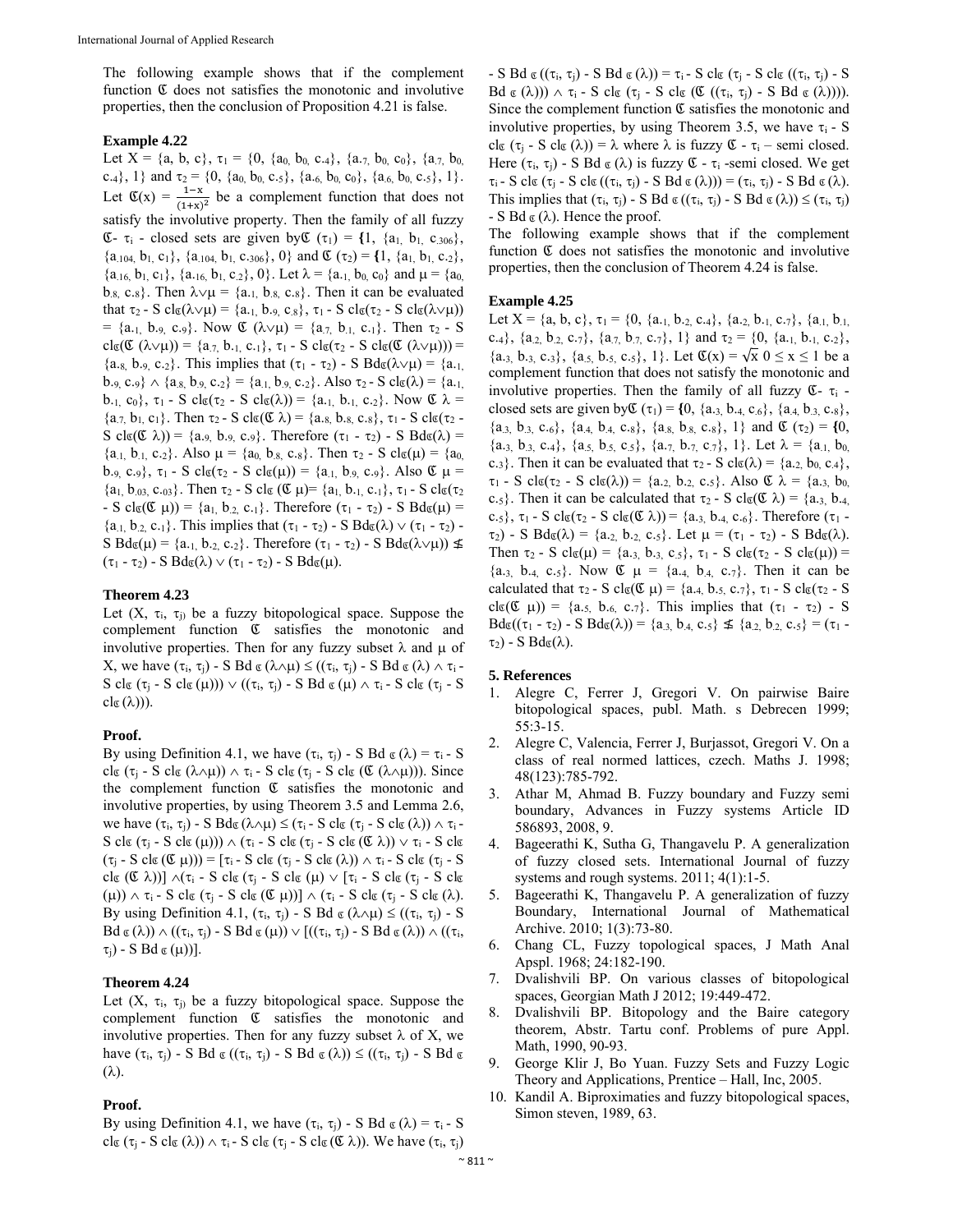The following example shows that if the complement function $\mathfrak{C}$ does not satisfies the monotonic and involutive properties, then the conclusion of Proposition 4.21 is false.

**Example 4.22**

Let X = {a, b, c}, $\tau_1$ = {0, {$a_0$, $b_0$, $c_{.4}$}, {$a_{.7}$, $b_0$, $c_0$}, {$a_{.7}$, $b_0$, $c_{.4}$}, 1} and $\tau_2$ = {0, {$a_0$, $b_0$, $c_{.5}$}, {$a_{.6}$, $b_0$, $c_0$}, {$a_{.6}$, $b_0$, $c_{.5}$}, 1}. Let $\mathfrak{C}(x) = \frac{1-x}{(1+x)^2}$ be a complement function that does not satisfy the involutive property. Then the family of all fuzzy $\mathfrak{C}$- $\tau_i$ - closed sets are given by $\mathfrak{C}$ ($\tau_1$) = {1, {$a_1$, $b_1$, $c_{.306}$}, {$a_{.104}$, $b_1$, $c_1$}, {$a_{.104}$, $b_1$, $c_{.306}$}, 0} and $\mathfrak{C}$ ($\tau_2$) = {1, {$a_1$, $b_1$, $c_{.2}$}, {$a_{.16}$, $b_1$, $c_1$}, {$a_{.16}$, $b_1$, $c_{.2}$}, 0}. Let $\lambda$ = {$a_{.1}$, $b_0$, $c_0$} and $\mu$ = {$a_0$, $b_{.8}$, $c_{.8}$}. Then $\lambda \vee \mu$ = {$a_{.1}$, $b_{.8}$, $c_{.8}$}. Then it can be evaluated that $\tau_2$ - S cl$_{\mathfrak{C}}$($\lambda \vee \mu$) = {$a_{.1}$, $b_{.9}$, $c_{.8}$}, $\tau_1$ - S cl$_{\mathfrak{C}}$($\tau_2$ - S cl$_{\mathfrak{C}}$($\lambda \vee \mu$)) = {$a_{.1}$, $b_{.9}$, $c_{.9}$}. Now $\mathfrak{C}$ ($\lambda \vee \mu$) = {$a_{.7}$, $b_{.1}$, $c_{.1}$}. Then $\tau_2$ - S cl$_{\mathfrak{C}}$($\mathfrak{C}$ ($\lambda \vee \mu$)) = {$a_{.7}$, $b_{.1}$, $c_{.1}$}, $\tau_1$ - S cl$_{\mathfrak{C}}$($\tau_2$ - S cl$_{\mathfrak{C}}$($\mathfrak{C}$ ($\lambda \vee \mu$))) = {$a_{.8}$, $b_{.9}$, $c_{.2}$}. This implies that ($\tau_1$ - $\tau_2$) - S Bd$_{\mathfrak{C}}$($\lambda \vee \mu$) = {$a_{.1}$, $b_{.9}$, $c_{.9}$} $\wedge$ {$a_{.8}$, $b_{.9}$, $c_{.2}$} = {$a_{.1}$, $b_{.9}$, $c_{.2}$}. Also $\tau_2$ - S cl$_{\mathfrak{C}}$($\lambda$) = {$a_{.1}$, $b_{.1}$, $c_0$}, $\tau_1$ - S cl$_{\mathfrak{C}}$($\tau_2$ - S cl$_{\mathfrak{C}}$($\lambda$)) = {$a_{.1}$, $b_{.1}$, $c_{.2}$}. Now $\mathfrak{C}$ $\lambda$ = {$a_{.7}$, $b_1$, $c_1$}. Then $\tau_2$ - S cl$_{\mathfrak{C}}$($\mathfrak{C}$ $\lambda$) = {$a_{.8}$, $b_{.8}$, $c_{.8}$}, $\tau_1$ - S cl$_{\mathfrak{C}}$($\tau_2$ - S cl$_{\mathfrak{C}}$($\mathfrak{C}$ $\lambda$)) = {$a_{.9}$, $b_{.9}$, $c_{.9}$}. Therefore ($\tau_1$ - $\tau_2$) - S Bd$_{\mathfrak{C}}$($\lambda$) = {$a_{.1}$, $b_{.1}$, $c_{.2}$}. Also $\mu$ = {$a_0$, $b_{.8}$, $c_{.8}$}. Then $\tau_2$ - S cl$_{\mathfrak{C}}$($\mu$) = {$a_0$, $b_{.9}$, $c_{.9}$}, $\tau_1$ - S cl$_{\mathfrak{C}}$($\tau_2$ - S cl$_{\mathfrak{C}}$($\mu$)) = {$a_{.1}$, $b_{.9}$, $c_{.9}$}. Also $\mathfrak{C}$ $\mu$ = {$a_1$, $b_{.03}$, $c_{.03}$}. Then $\tau_2$ - S cl$_{\mathfrak{C}}$ ($\mathfrak{C}$ $\mu$)= {$a_1$, $b_{.1}$, $c_{.1}$}, $\tau_1$ - S cl$_{\mathfrak{C}}$($\tau_2$ - S cl$_{\mathfrak{C}}$($\mathfrak{C}$ $\mu$)) = {$a_1$, $b_{.2}$, $c_{.1}$}. Therefore ($\tau_1$ - $\tau_2$) - S Bd$_{\mathfrak{C}}$($\mu$) = {$a_{.1}$, $b_{.2}$, $c_{.1}$}. This implies that ($\tau_1$ - $\tau_2$) - S Bd$_{\mathfrak{C}}$($\lambda$) $\vee$ ($\tau_1$ - $\tau_2$) - S Bd$_{\mathfrak{C}}$($\mu$) = {$a_{.1}$, $b_{.2}$, $c_{.2}$}. Therefore ($\tau_1$ - $\tau_2$) - S Bd$_{\mathfrak{C}}$($\lambda \vee \mu$)) $\nleq$ ($\tau_1$ - $\tau_2$) - S Bd$_{\mathfrak{C}}$($\lambda$) $\vee$ ($\tau_1$ - $\tau_2$) - S Bd$_{\mathfrak{C}}$($\mu$).

**Theorem 4.23**

Let (X, $\tau_i$, $\tau_j$) be a fuzzy bitopological space. Suppose the complement function $\mathfrak{C}$ satisfies the monotonic and involutive properties. Then for any fuzzy subset $\lambda$ and $\mu$ of X, we have ($\tau_i$, $\tau_j$) - S Bd $_{\mathfrak{C}}$ ($\lambda \wedge \mu$) $\leq$ (($\tau_i$, $\tau_j$) - S Bd $_{\mathfrak{C}}$ ($\lambda$) $\wedge$ $\tau_i$ - S cl$_{\mathfrak{C}}$ ($\tau_j$ - S cl$_{\mathfrak{C}}$ ($\mu$))) $\vee$ (($\tau_i$, $\tau_j$) - S Bd $_{\mathfrak{C}}$ ($\mu$) $\wedge$ $\tau_i$ - S cl$_{\mathfrak{C}}$ ($\tau_j$ - S cl$_{\mathfrak{C}}$ ($\lambda$))).

**Proof.**

By using Definition 4.1, we have ($\tau_i$, $\tau_j$) - S Bd $_{\mathfrak{C}}$ ($\lambda$) = $\tau_i$ - S cl$_{\mathfrak{C}}$ ($\tau_j$ - S cl$_{\mathfrak{C}}$ ($\lambda \wedge \mu$)) $\wedge$ $\tau_i$ - S cl$_{\mathfrak{C}}$ ($\tau_j$ - S cl$_{\mathfrak{C}}$ ($\mathfrak{C}$ ($\lambda \wedge \mu$))). Since the complement function $\mathfrak{C}$ satisfies the monotonic and involutive properties, by using Theorem 3.5 and Lemma 2.6, we have ($\tau_i$, $\tau_j$) - S Bd$_{\mathfrak{C}}$ ($\lambda \wedge \mu$) $\leq$ ($\tau_i$ - S cl$_{\mathfrak{C}}$ ($\tau_j$ - S cl$_{\mathfrak{C}}$ ($\lambda$)) $\wedge$ $\tau_i$ - S cl$_{\mathfrak{C}}$ ($\tau_j$ - S cl$_{\mathfrak{C}}$ ($\mu$))) $\wedge$ ($\tau_i$ - S cl$_{\mathfrak{C}}$ ($\tau_j$ - S cl$_{\mathfrak{C}}$ ($\mathfrak{C}$ $\lambda$)) $\vee$ $\tau_i$ - S cl$_{\mathfrak{C}}$ ($\tau_j$ - S cl$_{\mathfrak{C}}$ ($\mathfrak{C}$ $\mu$))) = [$\tau_i$ - S cl$_{\mathfrak{C}}$ ($\tau_j$ - S cl$_{\mathfrak{C}}$ ($\lambda$)) $\wedge$ $\tau_i$ - S cl$_{\mathfrak{C}}$ ($\tau_j$ - S cl$_{\mathfrak{C}}$ ($\mathfrak{C}$ $\lambda$))] $\wedge$($\tau_i$ - S cl$_{\mathfrak{C}}$ ($\tau_j$ - S cl$_{\mathfrak{C}}$ ($\mu$) $\vee$ [$\tau_i$ - S cl$_{\mathfrak{C}}$ ($\tau_j$ - S cl$_{\mathfrak{C}}$ ($\mu$)) $\wedge$ $\tau_i$ - S cl$_{\mathfrak{C}}$ ($\tau_j$ - S cl$_{\mathfrak{C}}$ ($\mathfrak{C}$ $\mu$))] $\wedge$ ($\tau_i$ - S cl$_{\mathfrak{C}}$ ($\tau_j$ - S cl$_{\mathfrak{C}}$ ($\lambda$). By using Definition 4.1, ($\tau_i$, $\tau_j$) - S Bd $_{\mathfrak{C}}$ ($\lambda \wedge \mu$) $\leq$ (($\tau_i$, $\tau_j$) - S Bd $_{\mathfrak{C}}$ ($\lambda$)) $\wedge$ (($\tau_i$, $\tau_j$) - S Bd $_{\mathfrak{C}}$ ($\mu$)) $\vee$ [(($\tau_i$, $\tau_j$) - S Bd $_{\mathfrak{C}}$ ($\lambda$)) $\wedge$ (($\tau_i$, $\tau_j$) - S Bd $_{\mathfrak{C}}$ ($\mu$))].

**Theorem 4.24**

Let (X, $\tau_i$, $\tau_j$) be a fuzzy bitopological space. Suppose the complement function $\mathfrak{C}$ satisfies the monotonic and involutive properties. Then for any fuzzy subset $\lambda$ of X, we have ($\tau_i$, $\tau_j$) - S Bd $_{\mathfrak{C}}$ (($\tau_i$, $\tau_j$) - S Bd $_{\mathfrak{C}}$ ($\lambda$)) $\leq$ (($\tau_i$, $\tau_j$) - S Bd $_{\mathfrak{C}}$ ($\lambda$).

**Proof.**

By using Definition 4.1, we have ($\tau_i$, $\tau_j$) - S Bd $_{\mathfrak{C}}$ ($\lambda$) = $\tau_i$ - S cl$_{\mathfrak{C}}$ ($\tau_j$ - S cl$_{\mathfrak{C}}$ ($\lambda$)) $\wedge$ $\tau_i$ - S cl$_{\mathfrak{C}}$ ($\tau_j$ - S cl$_{\mathfrak{C}}$ ($\mathfrak{C}$ $\lambda$)). We have ($\tau_i$, $\tau_j$) - S Bd $_{\mathfrak{C}}$ (($\tau_i$, $\tau_j$) - S Bd $_{\mathfrak{C}}$ ($\lambda$)) = $\tau_i$ - S cl$_{\mathfrak{C}}$ ($\tau_j$ - S cl$_{\mathfrak{C}}$ (($\tau_i$, $\tau_j$) - S Bd $_{\mathfrak{C}}$ ($\lambda$))) $\wedge$ $\tau_i$ - S cl$_{\mathfrak{C}}$ ($\tau_j$ - S cl$_{\mathfrak{C}}$ ($\mathfrak{C}$ (($\tau_i$, $\tau_j$) - S Bd $_{\mathfrak{C}}$ ($\lambda$)))). Since the complement function $\mathfrak{C}$ satisfies the monotonic and involutive properties, by using Theorem 3.5, we have $\tau_i$ - S cl$_{\mathfrak{C}}$ ($\tau_j$ - S cl$_{\mathfrak{C}}$ ($\lambda$)) = $\lambda$ where $\lambda$ is fuzzy $\mathfrak{C}$ - $\tau_i$ – semi closed. Here ($\tau_i$, $\tau_j$) - S Bd $_{\mathfrak{C}}$ ($\lambda$) is fuzzy $\mathfrak{C}$ - $\tau_i$ -semi closed. We get $\tau_i$ - S cl$_{\mathfrak{C}}$ ($\tau_j$ - S cl$_{\mathfrak{C}}$ (($\tau_i$, $\tau_j$) - S Bd $_{\mathfrak{C}}$ ($\lambda$))) = ($\tau_i$, $\tau_j$) - S Bd $_{\mathfrak{C}}$ ($\lambda$). This implies that ($\tau_i$, $\tau_j$) - S Bd $_{\mathfrak{C}}$ (($\tau_i$, $\tau_j$) - S Bd $_{\mathfrak{C}}$ ($\lambda$)) $\leq$ ($\tau_i$, $\tau_j$) - S Bd $_{\mathfrak{C}}$ ($\lambda$). Hence the proof.

The following example shows that if the complement function $\mathfrak{C}$ does not satisfies the monotonic and involutive properties, then the conclusion of Theorem 4.24 is false.

**Example 4.25**

Let X = {a, b, c}, $\tau_1$ = {0, {$a_{.1}$, $b_{.2}$, $c_{.4}$}, {$a_{.2}$, $b_{.1}$, $c_{.7}$}, {$a_{.1}$, $b_{.1}$, $c_{.4}$}, {$a_{.2}$, $b_{.2}$, $c_{.7}$}, {$a_{.7}$, $b_{.7}$, $c_{.7}$}, 1} and $\tau_2$ = {0, {$a_{.1}$, $b_{.1}$, $c_{.2}$}, {$a_{.3}$, $b_{.3}$, $c_{.3}$}, {$a_{.5}$, $b_{.5}$, $c_{.5}$}, 1}. Let $\mathfrak{C}(x) = \sqrt{x}$ $0 \leq x \leq 1$ be a complement function that does not satisfy the monotonic and involutive properties. Then the family of all fuzzy $\mathfrak{C}$- $\tau_i$ - closed sets are given by $\mathfrak{C}$ ($\tau_1$) = {0, {$a_{.3}$, $b_{.4}$, $c_{.6}$}, {$a_{.4}$, $b_{.3}$, $c_{.8}$}, {$a_{.3}$, $b_{.3}$, $c_{.6}$}, {$a_{.4}$, $b_{.4}$, $c_{.8}$}, {$a_{.8}$, $b_{.8}$, $c_{.8}$}, 1} and $\mathfrak{C}$ ($\tau_2$) = {0, {$a_{.3}$, $b_{.3}$, $c_{.4}$}, {$a_{.5}$, $b_{.5}$, $c_{.5}$}, {$a_{.7}$, $b_{.7}$, $c_{.7}$}, 1}. Let $\lambda$ = {$a_{.1}$, $b_0$, $c_{.3}$}. Then it can be evaluated that $\tau_2$ - S cl$_{\mathfrak{C}}$($\lambda$) = {$a_{.2}$, $b_0$, $c_{.4}$}, $\tau_1$ - S cl$_{\mathfrak{C}}$($\tau_2$ - S cl$_{\mathfrak{C}}$($\lambda$)) = {$a_{.2}$, $b_{.2}$, $c_{.5}$}. Also $\mathfrak{C}$ $\lambda$ = {$a_{.3}$, $b_0$, $c_{.5}$}. Then it can be calculated that $\tau_2$ - S cl$_{\mathfrak{C}}$($\mathfrak{C}$ $\lambda$) = {$a_{.3}$, $b_{.4}$, $c_{.5}$}, $\tau_1$ - S cl$_{\mathfrak{C}}$($\tau_2$ - S cl$_{\mathfrak{C}}$($\mathfrak{C}$ $\lambda$)) = {$a_{.3}$, $b_{.4}$, $c_{.6}$}. Therefore ($\tau_1$ - $\tau_2$) - S Bd$_{\mathfrak{C}}$($\lambda$) = {$a_{.2}$, $b_{.2}$, $c_{.5}$}. Let $\mu$ = ($\tau_1$ - $\tau_2$) - S Bd$_{\mathfrak{C}}$($\lambda$). Then $\tau_2$ - S cl$_{\mathfrak{C}}$($\mu$) = {$a_{.3}$, $b_{.3}$, $c_{.5}$}, $\tau_1$ - S cl$_{\mathfrak{C}}$($\tau_2$ - S cl$_{\mathfrak{C}}$($\mu$)) = {$a_{.3}$, $b_{.4}$, $c_{.5}$}. Now $\mathfrak{C}$ $\mu$ = {$a_{.4}$, $b_{.4}$, $c_{.7}$}. Then it can be calculated that $\tau_2$ - S cl$_{\mathfrak{C}}$($\mathfrak{C}$ $\mu$) = {$a_{.4}$, $b_{.5}$, $c_{.7}$}, $\tau_1$ - S cl$_{\mathfrak{C}}$($\tau_2$ - S cl$_{\mathfrak{C}}$($\mathfrak{C}$ $\mu$)) = {$a_{.5}$, $b_{.6}$, $c_{.7}$}. This implies that ($\tau_1$ - $\tau_2$) - S Bd$_{\mathfrak{C}}$(($\tau_1$ - $\tau_2$) - S Bd$_{\mathfrak{C}}$($\lambda$)) = {$a_{.3}$, $b_{.4}$, $c_{.5}$} $\nleq$ {$a_{.2}$, $b_{.2}$, $c_{.5}$} = ($\tau_1$ - $\tau_2$) - S Bd$_{\mathfrak{C}}$($\lambda$).

## 5. References

1. Alegre C, Ferrer J, Gregori V. On pairwise Baire bitopological spaces, publ. Math. s Debrecen 1999; 55:3-15.
2. Alegre C, Valencia, Ferrer J, Burjassot, Gregori V. On a class of real normed lattices, czech. Maths J. 1998; 48(123):785-792.
3. Athar M, Ahmad B. Fuzzy boundary and Fuzzy semi boundary, Advances in Fuzzy systems Article ID 586893, 2008, 9.
4. Bageerathi K, Sutha G, Thangavelu P. A generalization of fuzzy closed sets. International Journal of fuzzy systems and rough systems. 2011; 4(1):1-5.
5. Bageerathi K, Thangavelu P. A generalization of fuzzy Boundary, International Journal of Mathematical Archive. 2010; 1(3):73-80.
6. Chang CL, Fuzzy topological spaces, J Math Anal Apspl. 1968; 24:182-190.
7. Dvalishvili BP. On various classes of bitopological spaces, Georgian Math J 2012; 19:449-472.
8. Dvalishvili BP. Bitopology and the Baire category theorem, Abstr. Tartu conf. Problems of pure Appl. Math, 1990, 90-93.
9. George Klir J, Bo Yuan. Fuzzy Sets and Fuzzy Logic Theory and Applications, Prentice – Hall, Inc, 2005.
10. Kandil A. Biproximaties and fuzzy bitopological spaces, Simon steven, 1989, 63.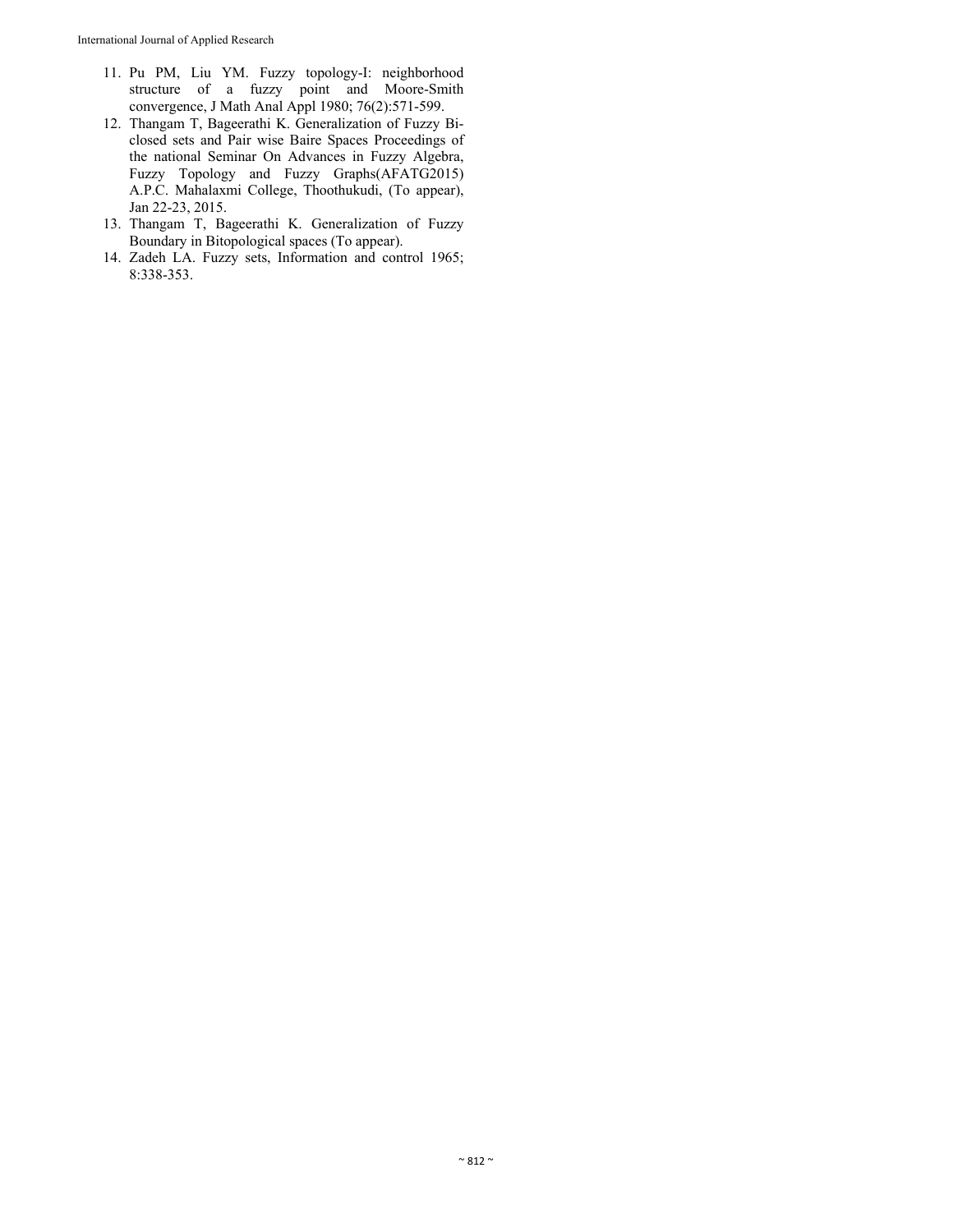11. Pu PM, Liu YM. Fuzzy topology-I: neighborhood structure of a fuzzy point and Moore-Smith convergence, J Math Anal Appl 1980; 76(2):571-599.
12. Thangam T, Bageerathi K. Generalization of Fuzzy Bi-closed sets and Pair wise Baire Spaces Proceedings of the national Seminar On Advances in Fuzzy Algebra, Fuzzy Topology and Fuzzy Graphs(AFATG2015) A.P.C. Mahalaxmi College, Thoothukudi, (To appear), Jan 22-23, 2015.
13. Thangam T, Bageerathi K. Generalization of Fuzzy Boundary in Bitopological spaces (To appear).
14. Zadeh LA. Fuzzy sets, Information and control 1965; 8:338-353.